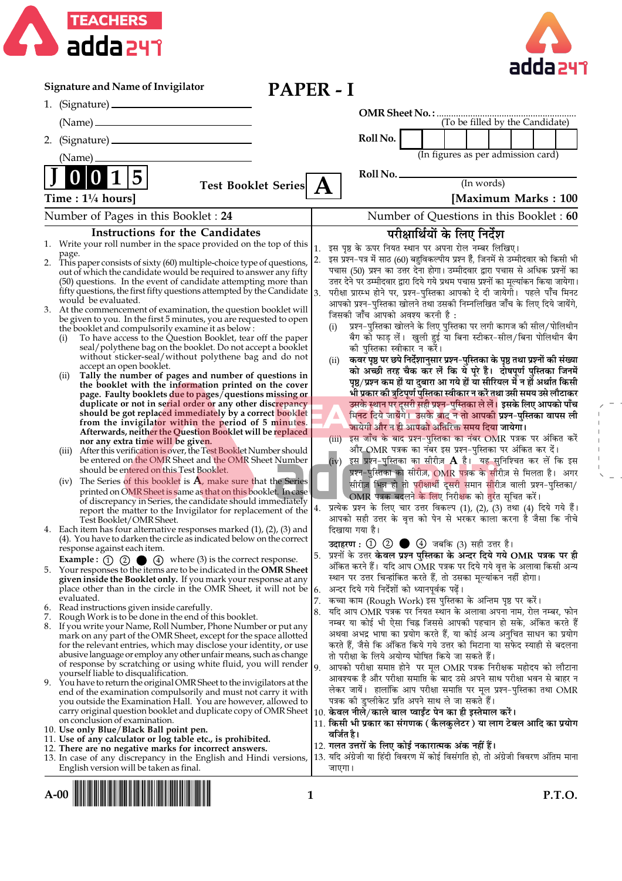Signature and Name of Invigilator

1. (Signature) ____________________

   (Name) ____________________

2. (Signature) ____________________

   (Name) ____________________

# PAPER - I

OMR Sheet No. : ........................................................
(To be filled by the Candidate)

Roll No. | | | | | | | | |
(In figures as per admission card)

Roll No. ____________________
(In words)

**J 0 0 1 5**  Test Booklet Series **A**

**Time : 1¼ hours]**  **[Maximum Marks : 100**

Number of Pages in this Booklet : 24  Number of Questions in this Booklet : 60

## Instructions for the Candidates

1. Write your roll number in the space provided on the top of this page.
2. This paper consists of sixty (60) multiple-choice type of questions, out of which the candidate would be required to answer any fifty (50) questions. In the event of candidate attempting more than fifty questions, the first fifty questions attempted by the Candidate would be evaluated.
3. At the commencement of examination, the question booklet will be given to you. In the first 5 minutes, you are requested to open the booklet and compulsorily examine it as below :
   (i) To have access to the Question Booklet, tear off the paper seal/polythene bag on the booklet. Do not accept a booklet without sticker-seal/without polythene bag and do not accept an open booklet.
   (ii) **Tally the number of pages and number of questions in the booklet with the information printed on the cover page. Faulty booklets due to pages/questions missing or duplicate or not in serial order or any other discrepancy should be got replaced immediately by a correct booklet from the invigilator within the period of 5 minutes. Afterwards, neither the Question Booklet will be replaced nor any extra time will be given.**
   (iii) After this verification is over, the Test Booklet Number should be entered on the OMR Sheet and the OMR Sheet Number should be entered on this Test Booklet.
   (iv) The Series of this booklet is **A**, make sure that the Series printed on OMR Sheet is same as that on this booklet. In case of discrepancy in Series, the candidate should immediately report the matter to the Invigilator for replacement of the Test Booklet/OMR Sheet.
4. Each item has four alternative responses marked (1), (2), (3) and (4). You have to darken the circle as indicated below on the correct response against each item.
   **Example :** ① ② ● ④ where (3) is the correct response.
5. Your responses to the items are to be indicated in the **OMR Sheet given inside the Booklet only.** If you mark your response at any place other than in the circle in the OMR Sheet, it will not be evaluated.
6. Read instructions given inside carefully.
7. Rough Work is to be done in the end of this booklet.
8. If you write your Name, Roll Number, Phone Number or put any mark on any part of the OMR Sheet, except for the space allotted for the relevant entries, which may disclose your identity, or use abusive language or employ any other unfair means, such as change of response by scratching or using white fluid, you will render yourself liable to disqualification.
9. You have to return the original OMR Sheet to the invigilators at the end of the examination compulsorily and must not carry it with you outside the Examination Hall. You are however, allowed to carry original question booklet and duplicate copy of OMR Sheet on conclusion of examination.
10. **Use only Blue/Black Ball point pen.**
11. **Use of any calculator or log table etc., is prohibited.**
12. **There are no negative marks for incorrect answers.**
13. In case of any discrepancy in the English and Hindi versions, English version will be taken as final.

## परीक्षार्थियों के लिए निर्देश

1. इस पृष्ठ के ऊपर नियत स्थान पर अपना रोल नम्बर लिखिए।
2. इस प्रश्न-पत्र में साठ (60) बहुविकल्पीय प्रश्न हैं, जिनमें से उम्मीदवार को किसी भी पचास (50) प्रश्न का उत्तर देना होगा। उम्मीदवार द्वारा पचास से अधिक प्रश्नों का उत्तर देने पर उम्मीदवार द्वारा दिये गये प्रथम पचास प्रश्नों का मूल्यांकन किया जायेगा।
3. परीक्षा प्रारम्भ होने पर, प्रश्न-पुस्तिका आपको दे दी जायेगी। पहले पाँच मिनट आपको प्रश्न-पुस्तिका खोलने तथा उसकी निम्नलिखित जाँच के लिए दिये जायेंगे, जिसकी जाँच आपको अवश्य करनी है :
   (i) प्रश्न-पुस्तिका खोलने के लिए पुस्तिका पर लगी कागज की सील/पोलिथीन बैग को फाड़ लें। खुली हुई या बिना स्टीकर-सील/बिना पोलिथीन बैग की पुस्तिका स्वीकार न करें।
   (ii) **कवर पृष्ठ पर छपे निर्देशानुसार प्रश्न-पुस्तिका के पृष्ठ तथा प्रश्नों की संख्या को अच्छी तरह चैक कर लें कि ये पूरे हैं। दोषपूर्ण पुस्तिका जिनमें पृष्ठ/प्रश्न कम हों या दुबारा आ गये हों या सीरियल में न हों अर्थात किसी भी प्रकार की त्रुटिपूर्ण पुस्तिका स्वीकार न करें तथा उसी समय उसे लौटाकर उसके स्थान पर दूसरी सही प्रश्न-पुस्तिका ले लें। इसके लिए आपको पाँच मिनट दिये जायेंगे। उसके बाद न तो आपकी प्रश्न-पुस्तिका वापस ली जायेगी और न ही आपको अतिरिक्त समय दिया जायेगा।**
   (iii) इस जाँच के बाद प्रश्न-पुस्तिका का नंबर OMR पत्रक पर अंकित करें और OMR पत्रक का नंबर इस प्रश्न-पुस्तिका पर अंकित कर दें।
   (iv) इस प्रश्न-पुस्तिका का सीरीज़ **A** है। यह सुनिश्चित कर लें कि इस प्रश्न-पुस्तिका का सीरीज़, OMR पत्रक के सीरीज़ से मिलता है। अगर सीरीज़ भिन्न हो तो परीक्षार्थी दूसरी समान सीरीज़ वाली प्रश्न-पुस्तिका/OMR पत्रक बदलने के लिए निरीक्षक को तुरंत सूचित करें।
4. प्रत्येक प्रश्न के लिए चार उत्तर विकल्प (1), (2), (3) तथा (4) दिये गये हैं। आपको सही उत्तर के वृत्त को पेन से भरकर काला करना है जैसा कि नीचे दिखाया गया है।
   **उदाहरण :** ① ② ● ④ जबकि (3) सही उत्तर है।
5. प्रश्नों के उत्तर **केवल प्रश्न पुस्तिका के अन्दर दिये गये OMR पत्रक पर ही** अंकित करने हैं। यदि आप OMR पत्रक पर दिये गये वृत्त के अलावा किसी अन्य स्थान पर उत्तर चिन्हांकित करते हैं, तो उसका मूल्यांकन नहीं होगा।
6. अन्दर दिये गये निर्देशों को ध्यानपूर्वक पढ़ें।
7. कच्चा काम (Rough Work) इस पुस्तिका के अन्तिम पृष्ठ पर करें।
8. यदि आप OMR पत्रक पर नियत स्थान के अलावा अपना नाम, रोल नम्बर, फोन नम्बर या कोई भी ऐसा चिह्न जिससे आपकी पहचान हो सके, अंकित करते हैं अथवा अभद्र भाषा का प्रयोग करते हैं, या कोई अन्य अनुचित साधन का प्रयोग करते हैं, जैसे कि अंकित किये गये उत्तर को मिटाना या सफेद स्याही से बदलना तो परीक्षा के लिये अयोग्य घोषित किये जा सकते हैं।
9. आपको परीक्षा समाप्त होने पर मूल OMR पत्रक निरीक्षक महोदय को लौटाना आवश्यक है और परीक्षा समाप्ति के बाद उसे अपने साथ परीक्षा भवन से बाहर न लेकर जायें। हालांकि आप परीक्षा समाप्ति पर मूल प्रश्न-पुस्तिका तथा OMR पत्रक की डुप्लीकेट प्रति अपने साथ ले जा सकते हैं।
10. **केवल नीले/काले बाल प्वाईंट पेन का ही इस्तेमाल करें।**
11. **किसी भी प्रकार का संगणक (कैलकुलेटर) या लाग टेबल आदि का प्रयोग वर्जित है।**
12. **गलत उत्तरों के लिए कोई नकारात्मक अंक नहीं हैं।**
13. यदि अंग्रेजी या हिंदी विवरण में कोई विसंगति हो, तो अंग्रेजी विवरण अंतिम माना जाएगा।

A-00  P.T.O.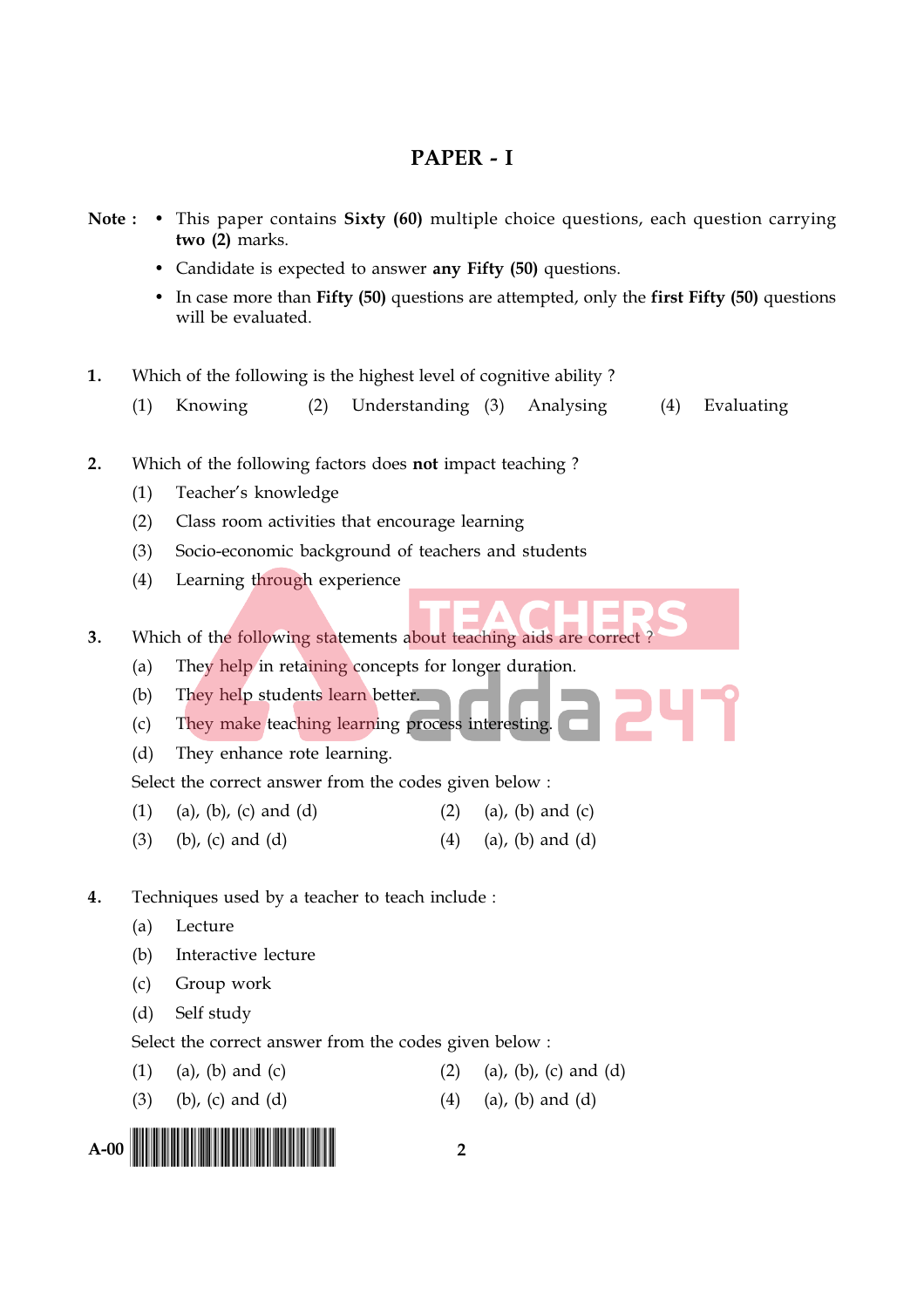# PAPER - I

**Note :**
- This paper contains **Sixty (60)** multiple choice questions, each question carrying **two (2)** marks.
- Candidate is expected to answer **any Fifty (50)** questions.
- In case more than **Fifty (50)** questions are attempted, only the **first Fifty (50)** questions will be evaluated.

**1.** Which of the following is the highest level of cognitive ability ?

(1) Knowing (2) Understanding (3) Analysing (4) Evaluating

**2.** Which of the following factors does **not** impact teaching ?

(1) Teacher's knowledge

(2) Class room activities that encourage learning

(3) Socio-economic background of teachers and students

(4) Learning through experience

**3.** Which of the following statements about teaching aids are correct ?

(a) They help in retaining concepts for longer duration.

(b) They help students learn better.

(c) They make teaching learning process interesting.

(d) They enhance rote learning.

Select the correct answer from the codes given below :

(1) (a), (b), (c) and (d) (2) (a), (b) and (c)

(3) (b), (c) and (d) (4) (a), (b) and (d)

**4.** Techniques used by a teacher to teach include :

(a) Lecture

(b) Interactive lecture

(c) Group work

(d) Self study

Select the correct answer from the codes given below :

(1) (a), (b) and (c) (2) (a), (b), (c) and (d)

(3) (b), (c) and (d) (4) (a), (b) and (d)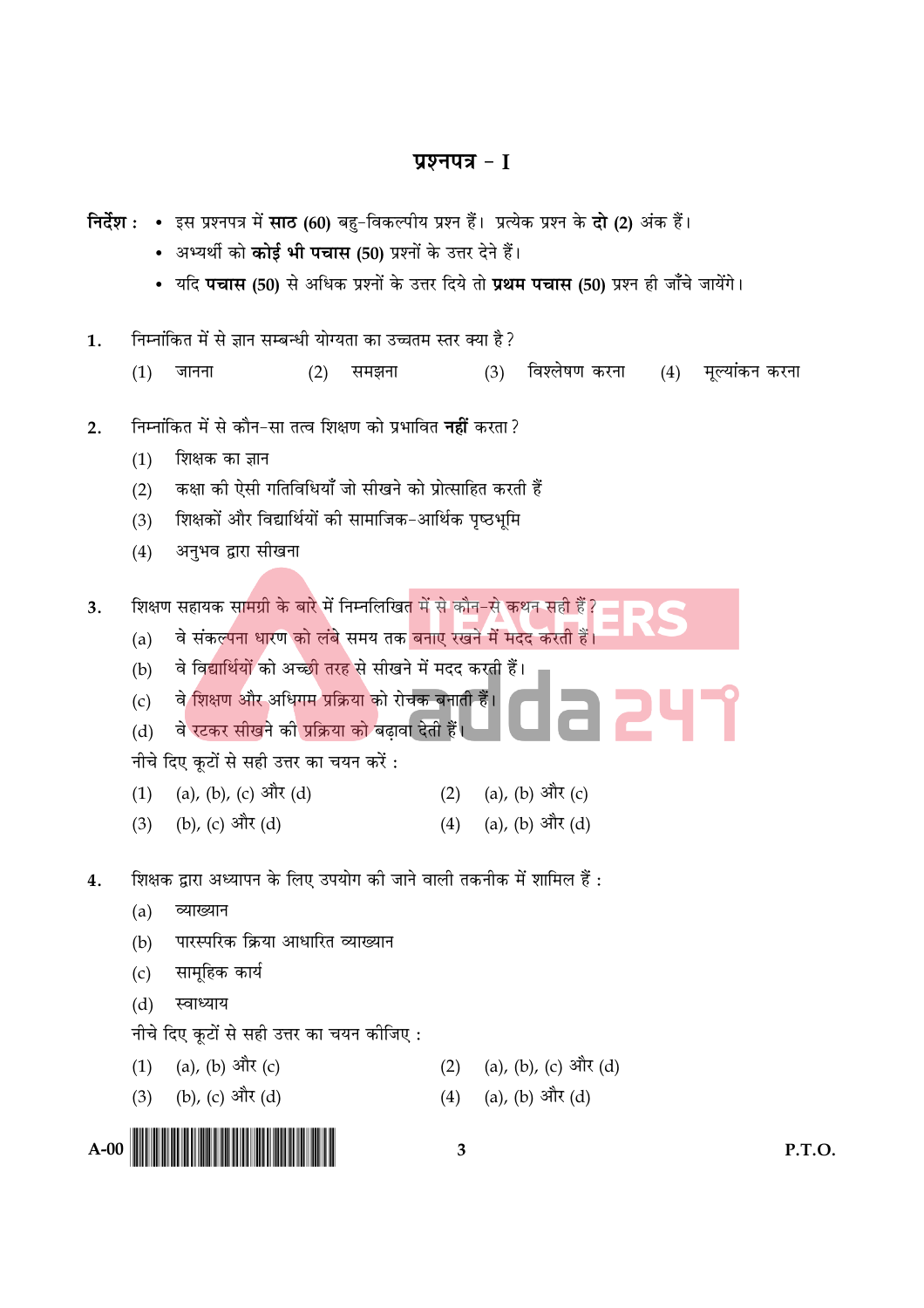# प्रश्नपत्र – I

**निर्देश :**
- इस प्रश्नपत्र में **साठ (60)** बहु-विकल्पीय प्रश्न हैं। प्रत्येक प्रश्न के **दो (2)** अंक हैं।
- अभ्यर्थी को **कोई भी पचास (50)** प्रश्नों के उत्तर देने हैं।
- यदि **पचास (50)** से अधिक प्रश्नों के उत्तर दिये तो **प्रथम पचास (50)** प्रश्न ही जाँचे जायेंगे।

**1.** निम्नांकित में से ज्ञान सम्बन्धी योग्यता का उच्चतम स्तर क्या है ?

(1) जानना  (2) समझना  (3) विश्लेषण करना  (4) मूल्यांकन करना

**2.** निम्नांकित में से कौन-सा तत्व शिक्षण को प्रभावित **नहीं** करता ?

(1) शिक्षक का ज्ञान

(2) कक्षा की ऐसी गतिविधियाँ जो सीखने को प्रोत्साहित करती हैं

(3) शिक्षकों और विद्यार्थियों की सामाजिक-आर्थिक पृष्ठभूमि

(4) अनुभव द्वारा सीखना

**3.** शिक्षण सहायक सामग्री के बारे में निम्नलिखित में से कौन-से कथन सही हैं ?

(a) वे संकल्पना धारण को लंबे समय तक बनाए रखने में मदद करती हैं।

(b) वे विद्यार्थियों को अच्छी तरह से सीखने में मदद करती हैं।

(c) वे शिक्षण और अधिगम प्रक्रिया को रोचक बनाती हैं।

(d) वे रटकर सीखने की प्रक्रिया को बढ़ावा देती हैं।

नीचे दिए कूटों से सही उत्तर का चयन करें :

(1) (a), (b), (c) और (d)  (2) (a), (b) और (c)

(3) (b), (c) और (d)  (4) (a), (b) और (d)

**4.** शिक्षक द्वारा अध्यापन के लिए उपयोग की जाने वाली तकनीक में शामिल हैं :

(a) व्याख्यान

(b) पारस्परिक क्रिया आधारित व्याख्यान

(c) सामूहिक कार्य

(d) स्वाध्याय

नीचे दिए कूटों से सही उत्तर का चयन कीजिए :

(1) (a), (b) और (c)  (2) (a), (b), (c) और (d)

(3) (b), (c) और (d)  (4) (a), (b) और (d)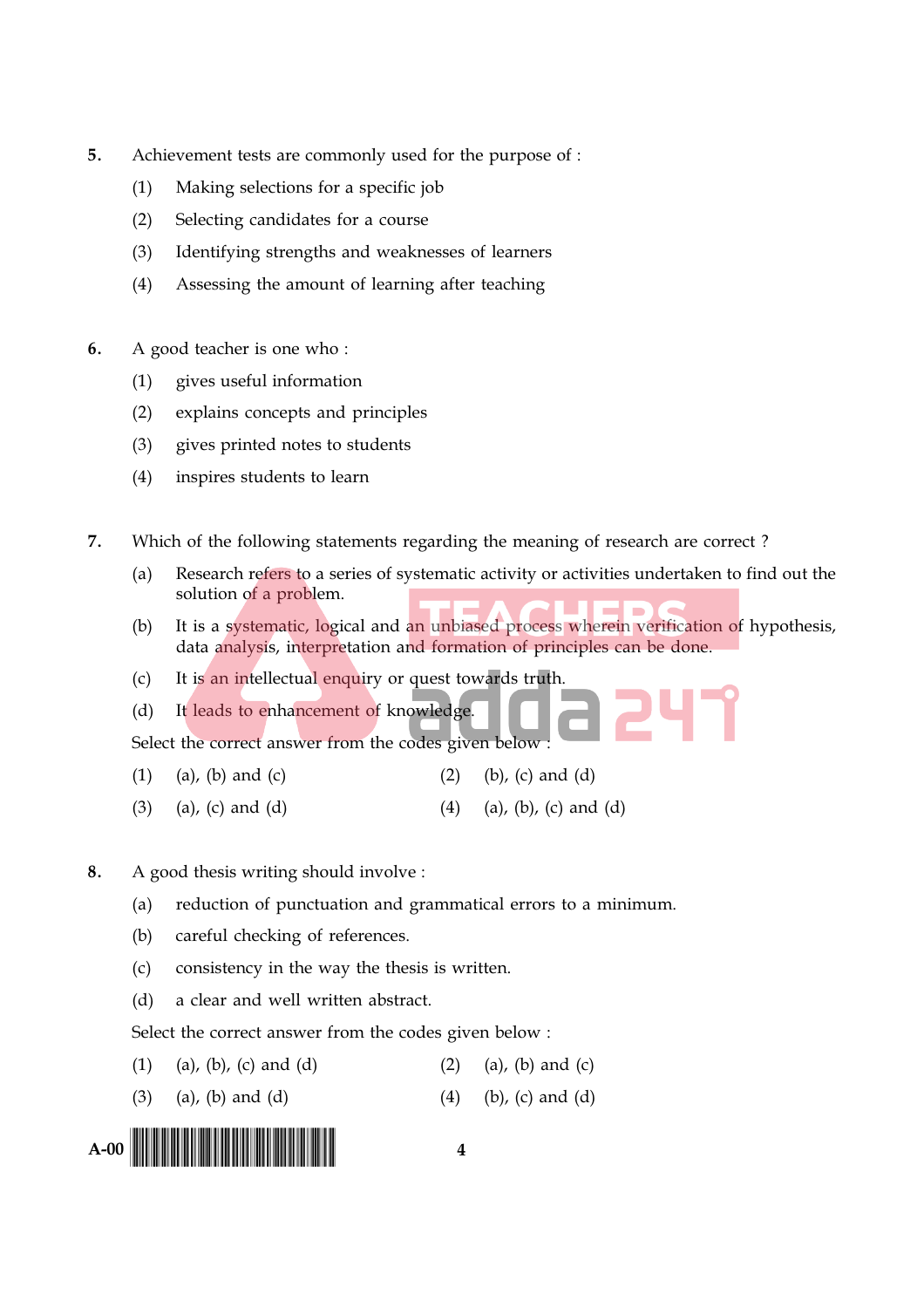5. Achievement tests are commonly used for the purpose of :

   (1) Making selections for a specific job

   (2) Selecting candidates for a course

   (3) Identifying strengths and weaknesses of learners

   (4) Assessing the amount of learning after teaching

6. A good teacher is one who :

   (1) gives useful information

   (2) explains concepts and principles

   (3) gives printed notes to students

   (4) inspires students to learn

7. Which of the following statements regarding the meaning of research are correct ?

   (a) Research refers to a series of systematic activity or activities undertaken to find out the solution of a problem.

   (b) It is a systematic, logical and an unbiased process wherein verification of hypothesis, data analysis, interpretation and formation of principles can be done.

   (c) It is an intellectual enquiry or quest towards truth.

   (d) It leads to enhancement of knowledge.

   Select the correct answer from the codes given below :

   (1) (a), (b) and (c)  (2) (b), (c) and (d)

   (3) (a), (c) and (d)  (4) (a), (b), (c) and (d)

8. A good thesis writing should involve :

   (a) reduction of punctuation and grammatical errors to a minimum.

   (b) careful checking of references.

   (c) consistency in the way the thesis is written.

   (d) a clear and well written abstract.

   Select the correct answer from the codes given below :

   (1) (a), (b), (c) and (d)  (2) (a), (b) and (c)

   (3) (a), (b) and (d)  (4) (b), (c) and (d)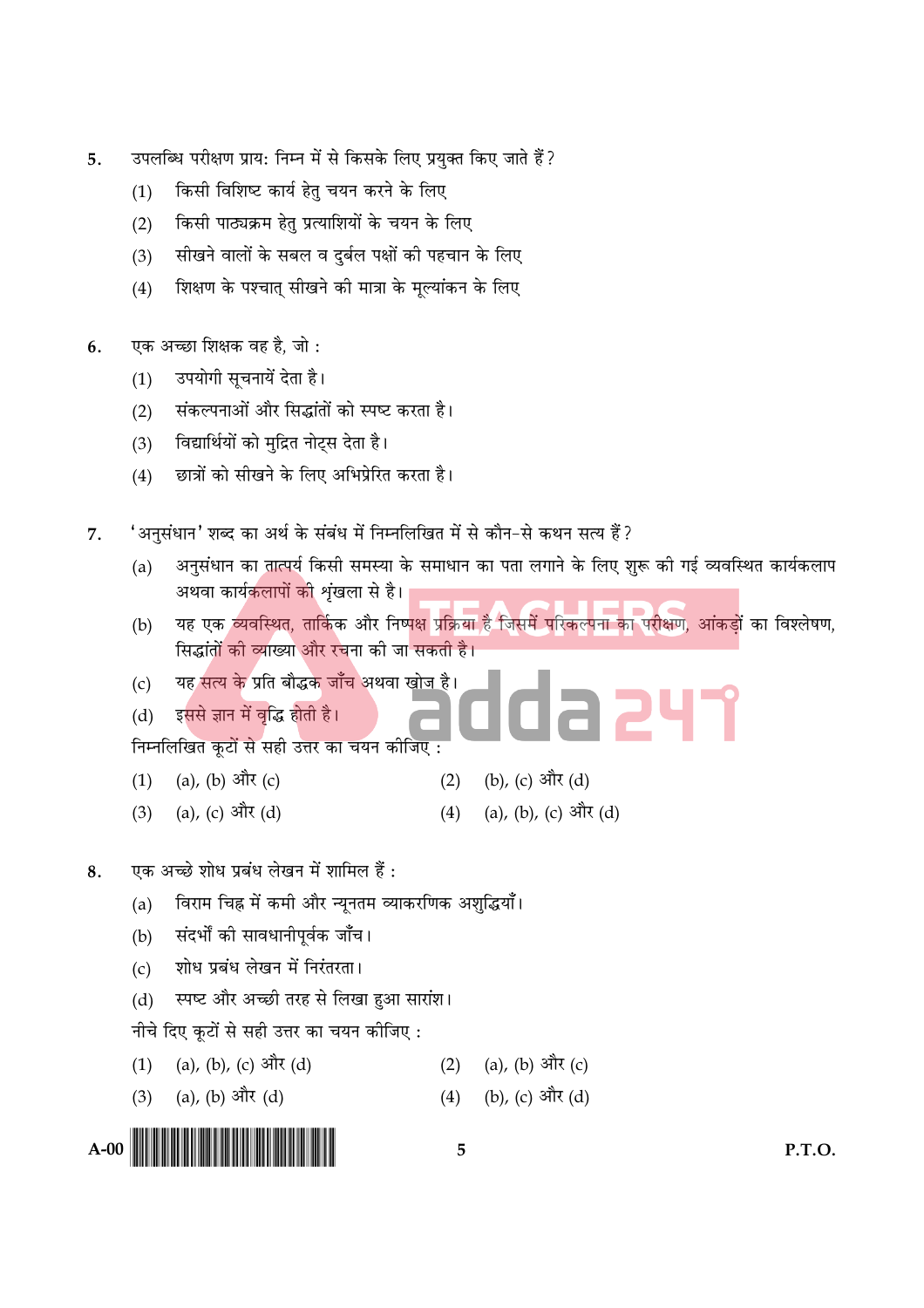5. उपलब्धि परीक्षण प्राय: निम्न में से किसके लिए प्रयुक्त किए जाते हैं?

   (1) किसी विशिष्ट कार्य हेतु चयन करने के लिए
   
   (2) किसी पाठ्यक्रम हेतु प्रत्याशियों के चयन के लिए
   
   (3) सीखने वालों के सबल व दुर्बल पक्षों की पहचान के लिए
   
   (4) शिक्षण के पश्चात् सीखने की मात्रा के मूल्यांकन के लिए

6. एक अच्छा शिक्षक वह है, जो :

   (1) उपयोगी सूचनायें देता है।
   
   (2) संकल्पनाओं और सिद्धांतों को स्पष्ट करता है।
   
   (3) विद्यार्थियों को मुद्रित नोट्स देता है।
   
   (4) छात्रों को सीखने के लिए अभिप्रेरित करता है।

7. 'अनुसंधान' शब्द का अर्थ के संबंध में निम्नलिखित में से कौन-से कथन सत्य हैं?

   (a) अनुसंधान का तात्पर्य किसी समस्या के समाधान का पता लगाने के लिए शुरू की गई व्यवस्थित कार्यकलाप अथवा कार्यकलापों की शृंखला से है।
   
   (b) यह एक व्यवस्थित, तार्किक और निष्पक्ष प्रक्रिया है जिसमें परिकल्पना का परीक्षण, आंकड़ों का विश्लेषण, सिद्धांतों की व्याख्या और रचना की जा सकती है।
   
   (c) यह सत्य के प्रति बौद्धक जाँच अथवा खोज है।
   
   (d) इससे ज्ञान में वृद्धि होती है।

   निम्नलिखित कूटों से सही उत्तर का चयन कीजिए :

   (1) (a), (b) और (c)
   
   (2) (b), (c) और (d)
   
   (3) (a), (c) और (d)
   
   (4) (a), (b), (c) और (d)

8. एक अच्छे शोध प्रबंध लेखन में शामिल हैं :

   (a) विराम चिह्न में कमी और न्यूनतम व्याकरणिक अशुद्धियाँ।
   
   (b) संदर्भों की सावधानीपूर्वक जाँच।
   
   (c) शोध प्रबंध लेखन में निरंतरता।
   
   (d) स्पष्ट और अच्छी तरह से लिखा हुआ सारांश।

   नीचे दिए कूटों से सही उत्तर का चयन कीजिए :

   (1) (a), (b), (c) और (d)
   
   (2) (a), (b) और (c)
   
   (3) (a), (b) और (d)
   
   (4) (b), (c) और (d)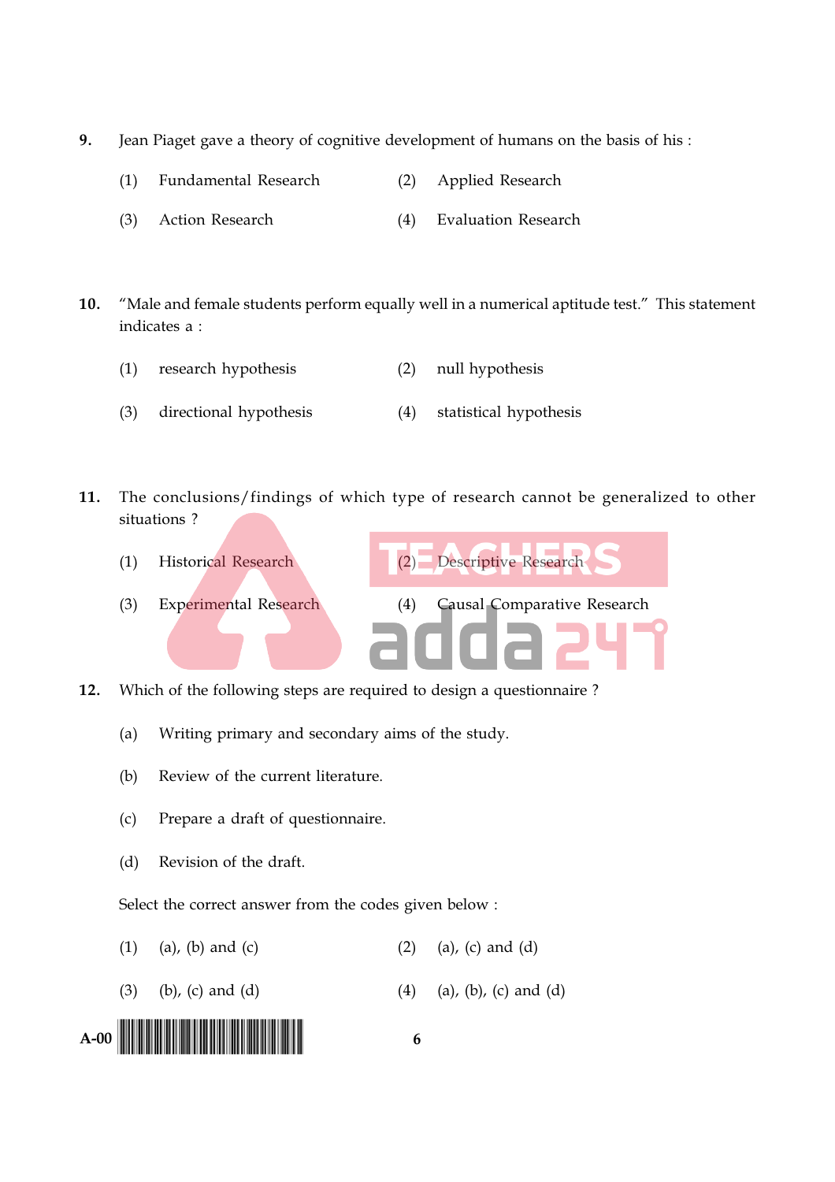9. Jean Piaget gave a theory of cognitive development of humans on the basis of his :

(1) Fundamental Research  (2) Applied Research

(3) Action Research  (4) Evaluation Research

10. "Male and female students perform equally well in a numerical aptitude test." This statement indicates a :

(1) research hypothesis  (2) null hypothesis

(3) directional hypothesis  (4) statistical hypothesis

11. The conclusions/findings of which type of research cannot be generalized to other situations ?

(1) Historical Research  (2) Descriptive Research

(3) Experimental Research  (4) Causal Comparative Research

12. Which of the following steps are required to design a questionnaire ?

(a) Writing primary and secondary aims of the study.

(b) Review of the current literature.

(c) Prepare a draft of questionnaire.

(d) Revision of the draft.

Select the correct answer from the codes given below :

(1) (a), (b) and (c)  (2) (a), (c) and (d)

(3) (b), (c) and (d)  (4) (a), (b), (c) and (d)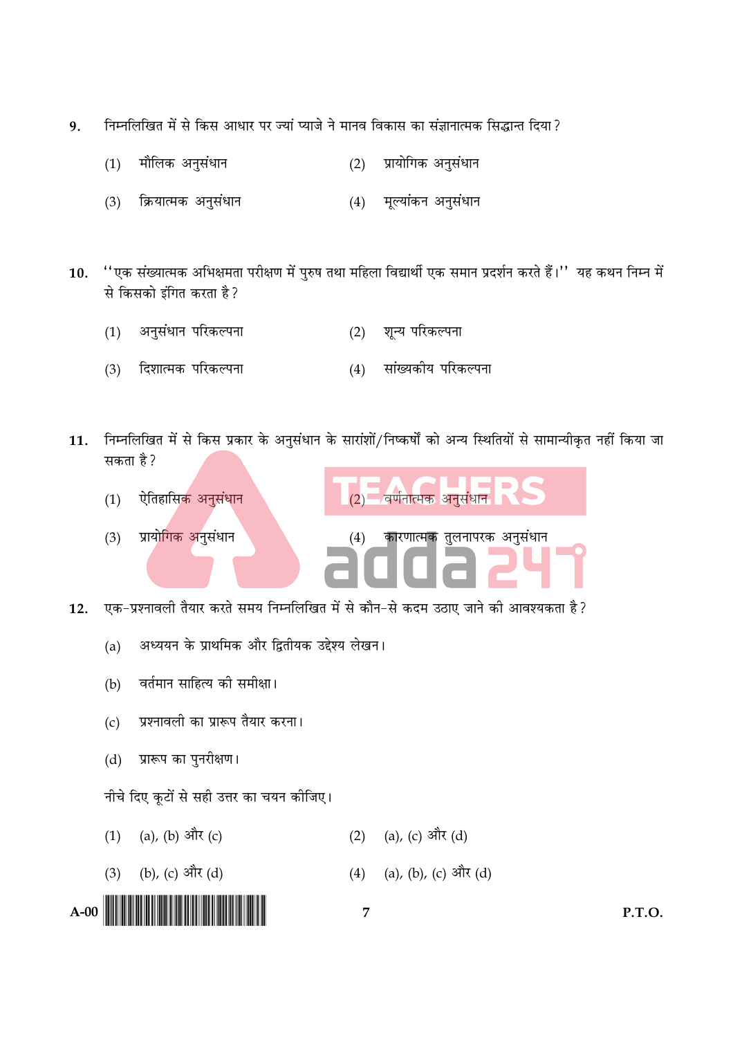9. निम्नलिखित में से किस आधार पर ज्यां प्याजे ने मानव विकास का संज्ञानात्मक सिद्धान्त दिया ?

(1) मौलिक अनुसंधान (2) प्रायोगिक अनुसंधान

(3) क्रियात्मक अनुसंधान (4) मूल्यांकन अनुसंधान

10. ''एक संख्यात्मक अभिक्षमता परीक्षण में पुरुष तथा महिला विद्यार्थी एक समान प्रदर्शन करते हैं।'' यह कथन निम्न में से किसको इंगित करता है ?

(1) अनुसंधान परिकल्पना (2) शून्य परिकल्पना

(3) दिशात्मक परिकल्पना (4) सांख्यकीय परिकल्पना

11. निम्नलिखित में से किस प्रकार के अनुसंधान के सारांशों/निष्कर्षों को अन्य स्थितियों से सामान्यीकृत नहीं किया जा सकता है ?

(1) ऐतिहासिक अनुसंधान (2) वर्णनात्मक अनुसंधान

(3) प्रायोगिक अनुसंधान (4) कारणात्मक तुलनापरक अनुसंधान

12. एक-प्रश्नावली तैयार करते समय निम्नलिखित में से कौन-से कदम उठाए जाने की आवश्यकता है ?

(a) अध्ययन के प्राथमिक और द्वितीयक उद्देश्य लेखन।

(b) वर्तमान साहित्य की समीक्षा।

(c) प्रश्नावली का प्रारूप तैयार करना।

(d) प्रारूप का पुनरीक्षण।

नीचे दिए कूटों से सही उत्तर का चयन कीजिए।

(1) (a), (b) और (c) (2) (a), (c) और (d)

(3) (b), (c) और (d) (4) (a), (b), (c) और (d)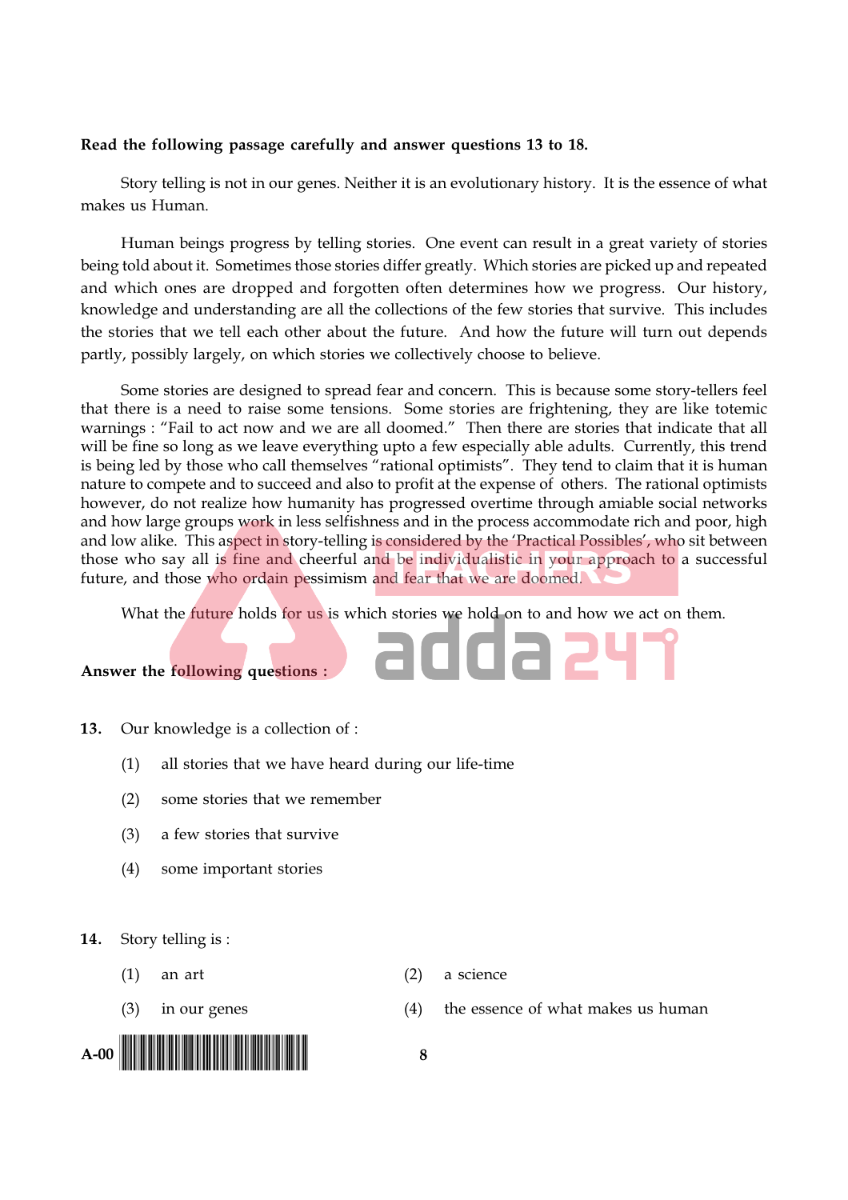**Read the following passage carefully and answer questions 13 to 18.**

Story telling is not in our genes. Neither it is an evolutionary history. It is the essence of what makes us Human.

Human beings progress by telling stories. One event can result in a great variety of stories being told about it. Sometimes those stories differ greatly. Which stories are picked up and repeated and which ones are dropped and forgotten often determines how we progress. Our history, knowledge and understanding are all the collections of the few stories that survive. This includes the stories that we tell each other about the future. And how the future will turn out depends partly, possibly largely, on which stories we collectively choose to believe.

Some stories are designed to spread fear and concern. This is because some story-tellers feel that there is a need to raise some tensions. Some stories are frightening, they are like totemic warnings : "Fail to act now and we are all doomed." Then there are stories that indicate that all will be fine so long as we leave everything upto a few especially able adults. Currently, this trend is being led by those who call themselves "rational optimists". They tend to claim that it is human nature to compete and to succeed and also to profit at the expense of others. The rational optimists however, do not realize how humanity has progressed overtime through amiable social networks and how large groups work in less selfishness and in the process accommodate rich and poor, high and low alike. This aspect in story-telling is considered by the 'Practical Possibles', who sit between those who say all is fine and cheerful and be individualistic in your approach to a successful future, and those who ordain pessimism and fear that we are doomed.

What the future holds for us is which stories we hold on to and how we act on them.

**Answer the following questions :**

**13.** Our knowledge is a collection of :

(1) all stories that we have heard during our life-time

(2) some stories that we remember

(3) a few stories that survive

(4) some important stories

**14.** Story telling is :

(1) an art

(2) a science

(3) in our genes

(4) the essence of what makes us human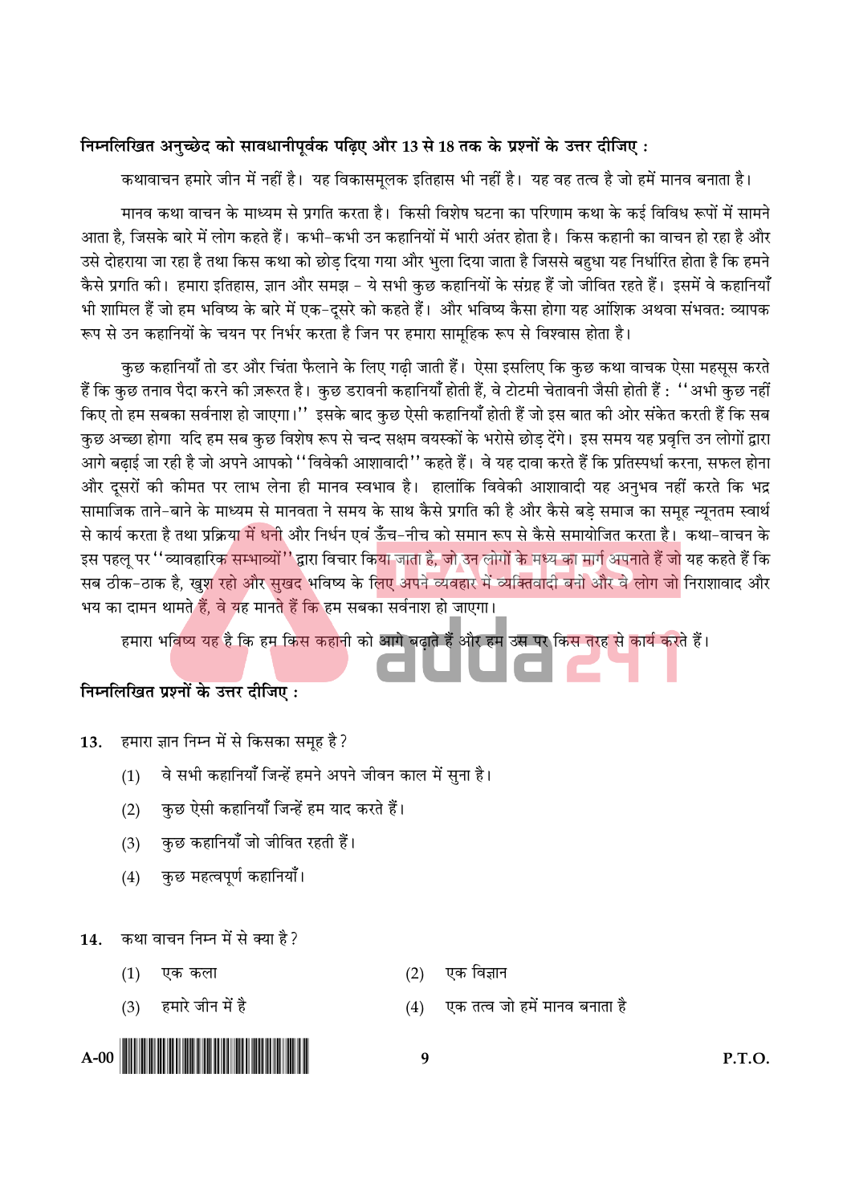**निम्नलिखित अनुच्छेद को सावधानीपूर्वक पढ़िए और 13 से 18 तक के प्रश्नों के उत्तर दीजिए :**

कथावाचन हमारे जीन में नहीं है। यह विकासमूलक इतिहास भी नहीं है। यह वह तत्व है जो हमें मानव बनाता है।

मानव कथा वाचन के माध्यम से प्रगति करता है। किसी विशेष घटना का परिणाम कथा के कई विविध रूपों में सामने आता है, जिसके बारे में लोग कहते हैं। कभी-कभी उन कहानियों में भारी अंतर होता है। किस कहानी का वाचन हो रहा है और उसे दोहराया जा रहा है तथा किस कथा को छोड़ दिया गया और भुला दिया जाता है जिससे बहुधा यह निर्धारित होता है कि हमने कैसे प्रगति की। हमारा इतिहास, ज्ञान और समझ - ये सभी कुछ कहानियों के संग्रह हैं जो जीवित रहते हैं। इसमें वे कहानियाँ भी शामिल हैं जो हम भविष्य के बारे में एक-दूसरे को कहते हैं। और भविष्य कैसा होगा यह आंशिक अथवा संभवतः व्यापक रूप से उन कहानियों के चयन पर निर्भर करता है जिन पर हमारा सामूहिक रूप से विश्वास होता है।

कुछ कहानियाँ तो डर और चिंता फैलाने के लिए गढ़ी जाती हैं। ऐसा इसलिए कि कुछ कथा वाचक ऐसा महसूस करते हैं कि कुछ तनाव पैदा करने की ज़रूरत है। कुछ डरावनी कहानियाँ होती हैं, वे टोटमी चेतावनी जैसी होती हैं : ''अभी कुछ नहीं किए तो हम सबका सर्वनाश हो जाएगा।'' इसके बाद कुछ ऐसी कहानियाँ होती हैं जो इस बात की ओर संकेत करती हैं कि सब कुछ अच्छा होगा यदि हम सब कुछ विशेष रूप से चन्द सक्षम वयस्कों के भरोसे छोड़ देंगे। इस समय यह प्रवृत्ति उन लोगों द्वारा आगे बढ़ाई जा रही है जो अपने आपको ''विवेकी आशावादी'' कहते हैं। वे यह दावा करते हैं कि प्रतिस्पर्धा करना, सफल होना और दूसरों की कीमत पर लाभ लेना ही मानव स्वभाव है। हालांकि विवेकी आशावादी यह अनुभव नहीं करते कि भद्र सामाजिक ताने-बाने के माध्यम से मानवता ने समय के साथ कैसे प्रगति की है और कैसे बड़े समाज का समूह न्यूनतम स्वार्थ से कार्य करता है तथा प्रक्रिया में धनी और निर्धन एवं ऊँच-नीच को समान रूप से कैसे समायोजित करता है। कथा-वाचन के इस पहलू पर ''व्यावहारिक सम्भाव्यों'' द्वारा विचार किया जाता है, जो उन लोगों के मध्य का मार्ग अपनाते हैं जो यह कहते हैं कि सब ठीक-ठाक है, खुश रहो और सुखद भविष्य के लिए अपने व्यवहार में व्यक्तिवादी बनो और वे लोग जो निराशावाद और भय का दामन थामते हैं, वे यह मानते हैं कि हम सबका सर्वनाश हो जाएगा।

हमारा भविष्य यह है कि हम किस कहानी को आगे बढ़ाते हैं और हम उस पर किस तरह से कार्य करते हैं।

**निम्नलिखित प्रश्नों के उत्तर दीजिए :**

**13.** हमारा ज्ञान निम्न में से किसका समूह है?

(1) वे सभी कहानियाँ जिन्हें हमने अपने जीवन काल में सुना है।

(2) कुछ ऐसी कहानियाँ जिन्हें हम याद करते हैं।

(3) कुछ कहानियाँ जो जीवित रहती हैं।

(4) कुछ महत्वपूर्ण कहानियाँ।

**14.** कथा वाचन निम्न में से क्या है?

(1) एक कला

(2) एक विज्ञान

(3) हमारे जीन में है

(4) एक तत्व जो हमें मानव बनाता है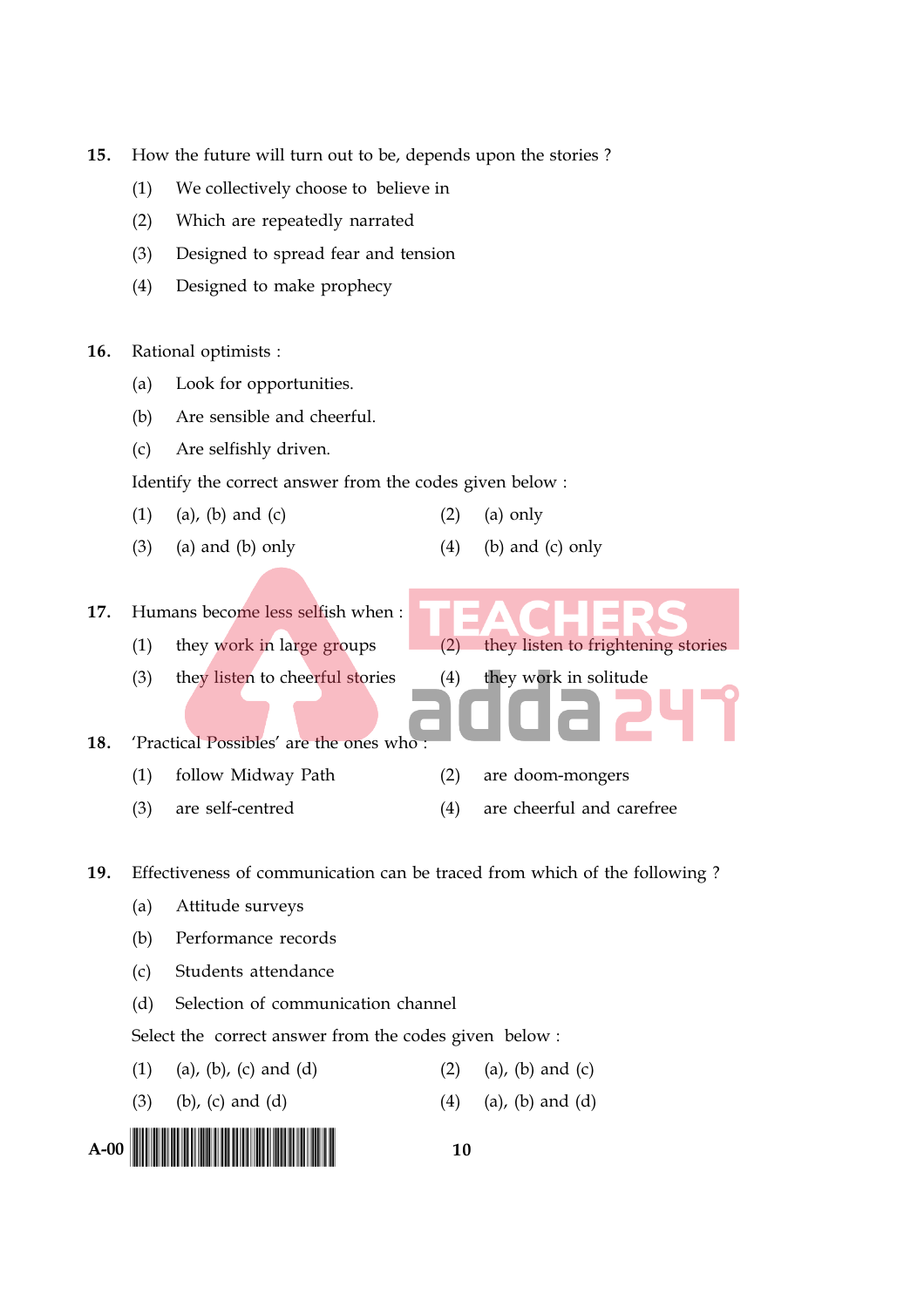15. How the future will turn out to be, depends upon the stories ?

(1) We collectively choose to believe in

(2) Which are repeatedly narrated

(3) Designed to spread fear and tension

(4) Designed to make prophecy

16. Rational optimists :

(a) Look for opportunities.

(b) Are sensible and cheerful.

(c) Are selfishly driven.

Identify the correct answer from the codes given below :

(1) (a), (b) and (c) (2) (a) only

(3) (a) and (b) only (4) (b) and (c) only

17. Humans become less selfish when :

(1) they work in large groups (2) they listen to frightening stories

(3) they listen to cheerful stories (4) they work in solitude

18. 'Practical Possibles' are the ones who :

(1) follow Midway Path (2) are doom-mongers

(3) are self-centred (4) are cheerful and carefree

19. Effectiveness of communication can be traced from which of the following ?

(a) Attitude surveys

(b) Performance records

(c) Students attendance

(d) Selection of communication channel

Select the correct answer from the codes given below :

(1) (a), (b), (c) and (d) (2) (a), (b) and (c)

(3) (b), (c) and (d) (4) (a), (b) and (d)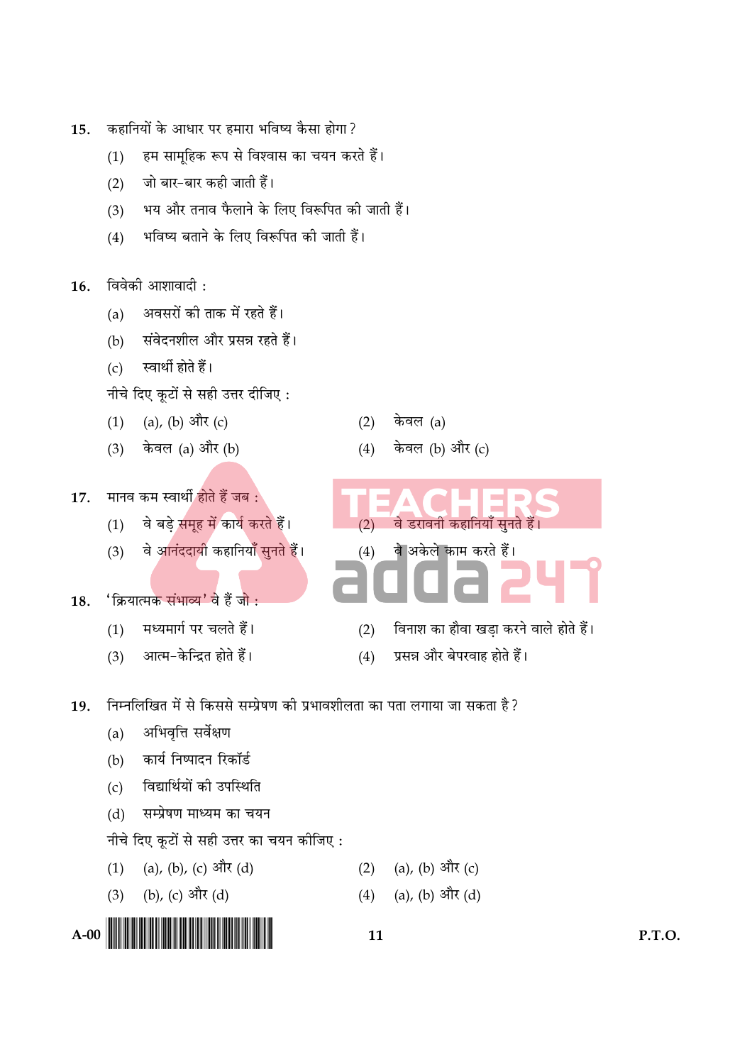15. कहानियों के आधार पर हमारा भविष्य कैसा होगा ?
    (1) हम सामूहिक रूप से विश्वास का चयन करते हैं।
    (2) जो बार-बार कही जाती हैं।
    (3) भय और तनाव फैलाने के लिए विरूपित की जाती हैं।
    (4) भविष्य बताने के लिए विरूपित की जाती हैं।

16. विवेकी आशावादी :
    (a) अवसरों की ताक में रहते हैं।
    (b) संवेदनशील और प्रसन्न रहते हैं।
    (c) स्वार्थी होते हैं।

    नीचे दिए कूटों से सही उत्तर दीजिए :
    (1) (a), (b) और (c)
    (2) केवल (a)
    (3) केवल (a) और (b)
    (4) केवल (b) और (c)

17. मानव कम स्वार्थी होते हैं जब :
    (1) वे बड़े समूह में कार्य करते हैं।
    (2) वे डरावनी कहानियाँ सुनते हैं।
    (3) वे आनंददायी कहानियाँ सुनते हैं।
    (4) वे अकेले काम करते हैं।

18. 'क्रियात्मक संभाव्य' वे हैं जो :
    (1) मध्यमार्ग पर चलते हैं।
    (2) विनाश का हौवा खड़ा करने वाले होते हैं।
    (3) आत्म-केन्द्रित होते हैं।
    (4) प्रसन्न और बेपरवाह होते हैं।

19. निम्नलिखित में से किससे सम्प्रेषण की प्रभावशीलता का पता लगाया जा सकता है ?
    (a) अभिवृत्ति सर्वेक्षण
    (b) कार्य निष्पादन रिकॉर्ड
    (c) विद्यार्थियों की उपस्थिति
    (d) सम्प्रेषण माध्यम का चयन

    नीचे दिए कूटों से सही उत्तर का चयन कीजिए :
    (1) (a), (b), (c) और (d)
    (2) (a), (b) और (c)
    (3) (b), (c) और (d)
    (4) (a), (b) और (d)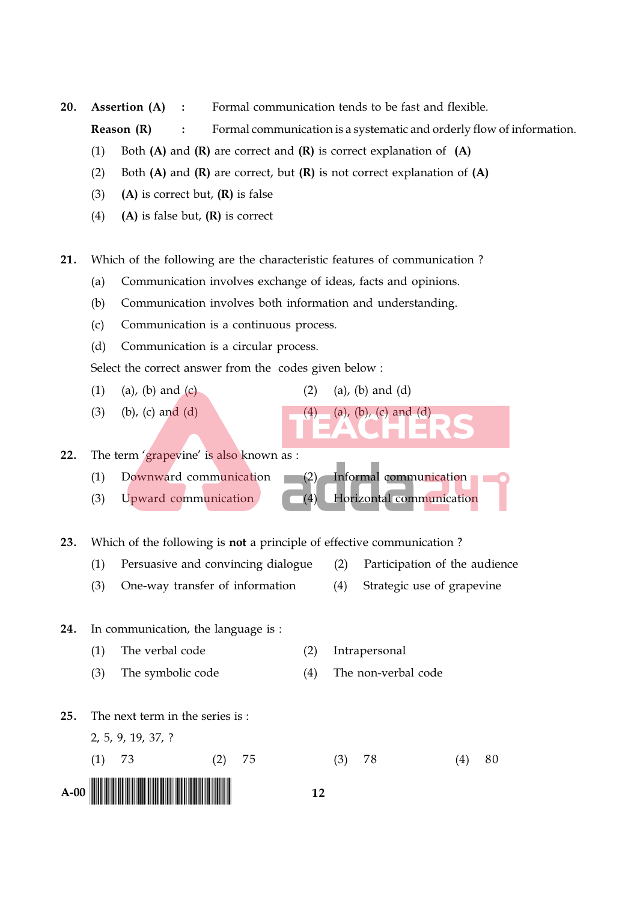20. **Assertion (A)** : Formal communication tends to be fast and flexible.

**Reason (R)** : Formal communication is a systematic and orderly flow of information.

(1) Both **(A)** and **(R)** are correct and **(R)** is correct explanation of **(A)**

(2) Both **(A)** and **(R)** are correct, but **(R)** is not correct explanation of **(A)**

(3) **(A)** is correct but, **(R)** is false

(4) **(A)** is false but, **(R)** is correct

21. Which of the following are the characteristic features of communication ?

(a) Communication involves exchange of ideas, facts and opinions.

(b) Communication involves both information and understanding.

(c) Communication is a continuous process.

(d) Communication is a circular process.

Select the correct answer from the codes given below :

(1) (a), (b) and (c)
(2) (a), (b) and (d)
(3) (b), (c) and (d)
(4) (a), (b), (c) and (d)

22. The term 'grapevine' is also known as :

(1) Downward communication
(2) Informal communication
(3) Upward communication
(4) Horizontal communication

23. Which of the following is **not** a principle of effective communication ?

(1) Persuasive and convincing dialogue
(2) Participation of the audience
(3) One-way transfer of information
(4) Strategic use of grapevine

24. In communication, the language is :

(1) The verbal code
(2) Intrapersonal
(3) The symbolic code
(4) The non-verbal code

25. The next term in the series is :

2, 5, 9, 19, 37, ?

(1) 73
(2) 75
(3) 78
(4) 80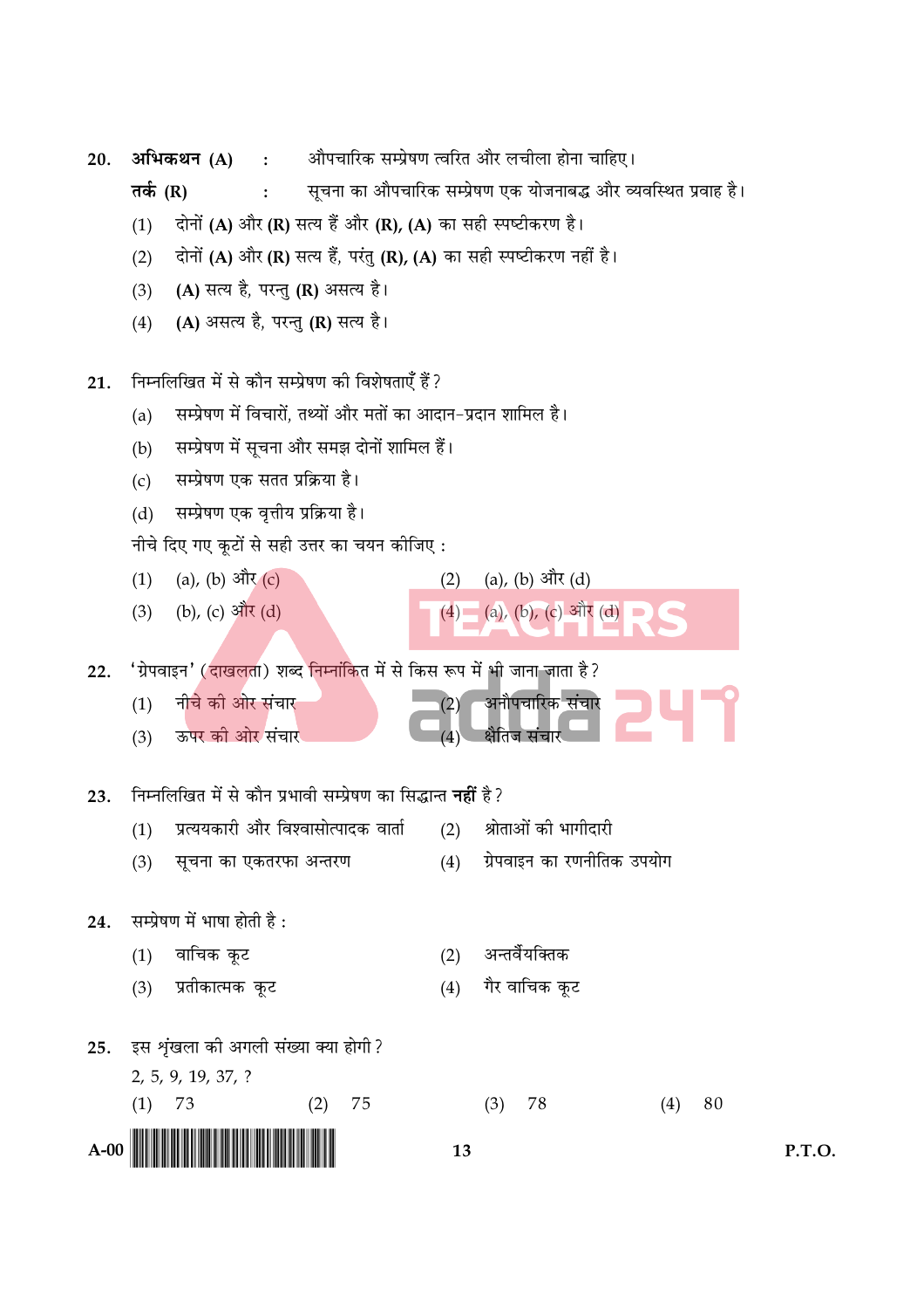**20.** **अभिकथन (A)** : औपचारिक सम्प्रेषण त्वरित और लचीला होना चाहिए।

**तर्क (R)** : सूचना का औपचारिक सम्प्रेषण एक योजनाबद्ध और व्यवस्थित प्रवाह है।

(1) दोनों **(A)** और **(R)** सत्य हैं और **(R), (A)** का सही स्पष्टीकरण है।

(2) दोनों **(A)** और **(R)** सत्य हैं, परंतु **(R), (A)** का सही स्पष्टीकरण नहीं है।

(3) **(A)** सत्य है, परन्तु **(R)** असत्य है।

(4) **(A)** असत्य है, परन्तु **(R)** सत्य है।

**21.** निम्नलिखित में से कौन सम्प्रेषण की विशेषताएँ हैं?

(a) सम्प्रेषण में विचारों, तथ्यों और मतों का आदान-प्रदान शामिल है।

(b) सम्प्रेषण में सूचना और समझ दोनों शामिल हैं।

(c) सम्प्रेषण एक सतत प्रक्रिया है।

(d) सम्प्रेषण एक वृत्तीय प्रक्रिया है।

नीचे दिए गए कूटों से सही उत्तर का चयन कीजिए :

(1) (a), (b) और (c)  (2) (a), (b) और (d)

(3) (b), (c) और (d)  (4) (a), (b), (c) और (d)

**22.** 'ग्रेपवाइन' (दाखलता) शब्द निम्नांकित में से किस रूप में भी जाना जाता है?

(1) नीचे की ओर संचार  (2) अनौपचारिक संचार

(3) ऊपर की ओर संचार  (4) क्षैतिज संचार

**23.** निम्नलिखित में से कौन प्रभावी सम्प्रेषण का सिद्धान्त **नहीं** है?

(1) प्रत्ययकारी और विश्वासोत्पादक वार्ता  (2) श्रोताओं की भागीदारी

(3) सूचना का एकतरफा अन्तरण  (4) ग्रेपवाइन का रणनीतिक उपयोग

**24.** सम्प्रेषण में भाषा होती है :

(1) वाचिक कूट  (2) अन्तर्वैयक्तिक

(3) प्रतीकात्मक कूट  (4) गैर वाचिक कूट

**25.** इस शृंखला की अगली संख्या क्या होगी?

2, 5, 9, 19, 37, ?

(1) 73  (2) 75  (3) 78  (4) 80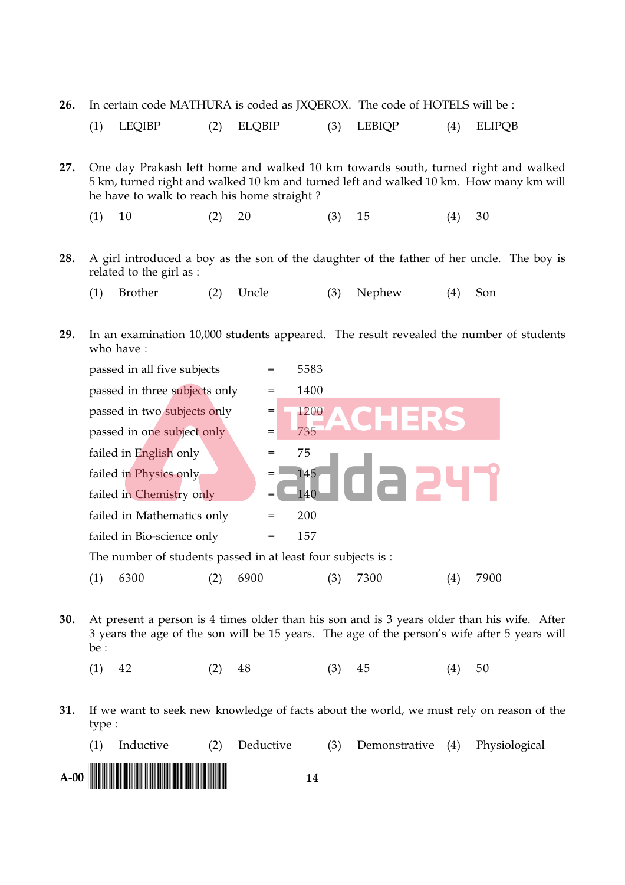26. In certain code MATHURA is coded as JXQEROX. The code of HOTELS will be :

(1) LEQIBP (2) ELQBIP (3) LEBIQP (4) ELIPQB

27. One day Prakash left home and walked 10 km towards south, turned right and walked 5 km, turned right and walked 10 km and turned left and walked 10 km. How many km will he have to walk to reach his home straight ?

(1) 10 (2) 20 (3) 15 (4) 30

28. A girl introduced a boy as the son of the daughter of the father of her uncle. The boy is related to the girl as :

(1) Brother (2) Uncle (3) Nephew (4) Son

29. In an examination 10,000 students appeared. The result revealed the number of students who have :

| | | |
|---|---|---|
| passed in all five subjects | = | 5583 |
| passed in three subjects only | = | 1400 |
| passed in two subjects only | = | 1200 |
| passed in one subject only | = | 735 |
| failed in English only | = | 75 |
| failed in Physics only | = | 145 |
| failed in Chemistry only | = | 140 |
| failed in Mathematics only | = | 200 |
| failed in Bio-science only | = | 157 |

The number of students passed in at least four subjects is :

(1) 6300 (2) 6900 (3) 7300 (4) 7900

30. At present a person is 4 times older than his son and is 3 years older than his wife. After 3 years the age of the son will be 15 years. The age of the person's wife after 5 years will be :

(1) 42 (2) 48 (3) 45 (4) 50

31. If we want to seek new knowledge of facts about the world, we must rely on reason of the type :

(1) Inductive (2) Deductive (3) Demonstrative (4) Physiological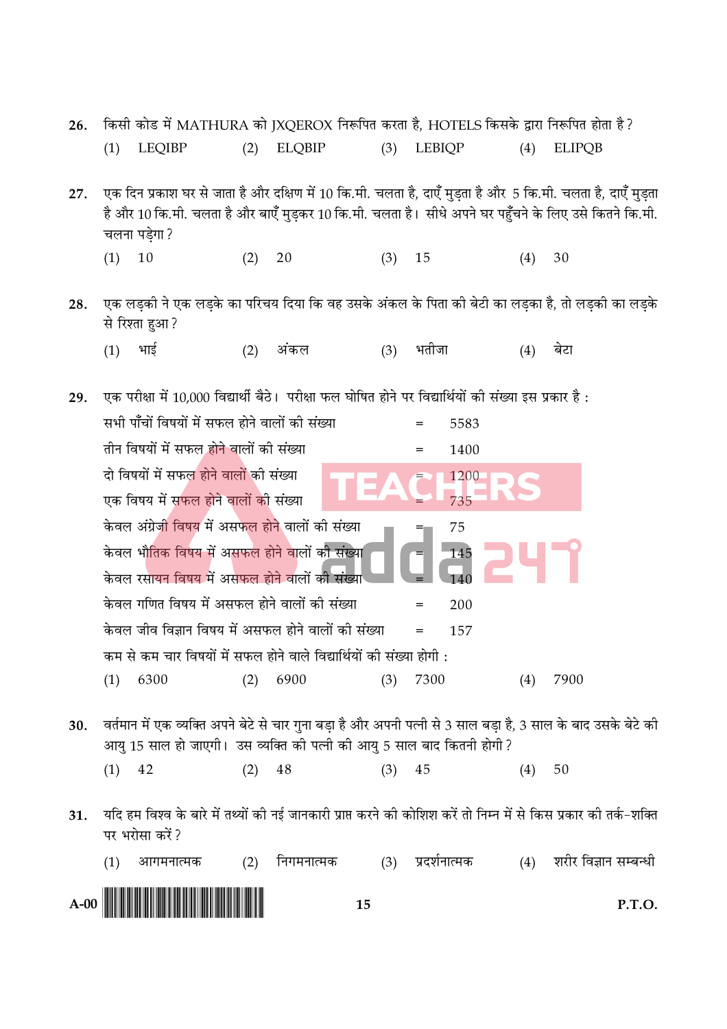**26.** किसी कोड में MATHURA को JXQEROX निरूपित करता है, HOTELS किसके द्वारा निरूपित होता है ?

(1) LEQIBP (2) ELQBIP (3) LEBIQP (4) ELIPQB

**27.** एक दिन प्रकाश घर से जाता है और दक्षिण में 10 कि.मी. चलता है, दाएँ मुड़ता है और 5 कि.मी. चलता है, दाएँ मुड़ता है और 10 कि.मी. चलता है और बाएँ मुड़कर 10 कि.मी. चलता है। सीधे अपने घर पहुँचने के लिए उसे कितने कि.मी. चलना पड़ेगा ?

(1) 10 (2) 20 (3) 15 (4) 30

**28.** एक लड़की ने एक लड़के का परिचय दिया कि वह उसके अंकल के पिता की बेटी का लड़का है, तो लड़की का लड़के से रिश्ता हुआ ?

(1) भाई (2) अंकल (3) भतीजा (4) बेटा

**29.** एक परीक्षा में 10,000 विद्यार्थी बैठे। परीक्षा फल घोषित होने पर विद्यार्थियों की संख्या इस प्रकार है :

| | | |
|---|---|---|
| सभी पाँचों विषयों में सफल होने वालों की संख्या | = | 5583 |
| तीन विषयों में सफल होने वालों की संख्या | = | 1400 |
| दो विषयों में सफल होने वालों की संख्या | = | 1200 |
| एक विषय में सफल होने वालों की संख्या | = | 735 |
| केवल अंग्रेजी विषय में असफल होने वालों की संख्या | = | 75 |
| केवल भौतिक विषय में असफल होने वालों की संख्या | = | 145 |
| केवल रसायन विषय में असफल होने वालों की संख्या | = | 140 |
| केवल गणित विषय में असफल होने वालों की संख्या | = | 200 |
| केवल जीव विज्ञान विषय में असफल होने वालों की संख्या | = | 157 |

कम से कम चार विषयों में सफल होने वाले विद्यार्थियों की संख्या होगी :

(1) 6300 (2) 6900 (3) 7300 (4) 7900

**30.** वर्तमान में एक व्यक्ति अपने बेटे से चार गुना बड़ा है और अपनी पत्नी से 3 साल बड़ा है, 3 साल के बाद उसके बेटे की आयु 15 साल हो जाएगी। उस व्यक्ति की पत्नी की आयु 5 साल बाद कितनी होगी ?

(1) 42 (2) 48 (3) 45 (4) 50

**31.** यदि हम विश्व के बारे में तथ्यों की नई जानकारी प्राप्त करने की कोशिश करें तो निम्न में से किस प्रकार की तर्क-शक्ति पर भरोसा करें ?

(1) आगमनात्मक (2) निगमनात्मक (3) प्रदर्शनात्मक (4) शरीर विज्ञान सम्बन्धी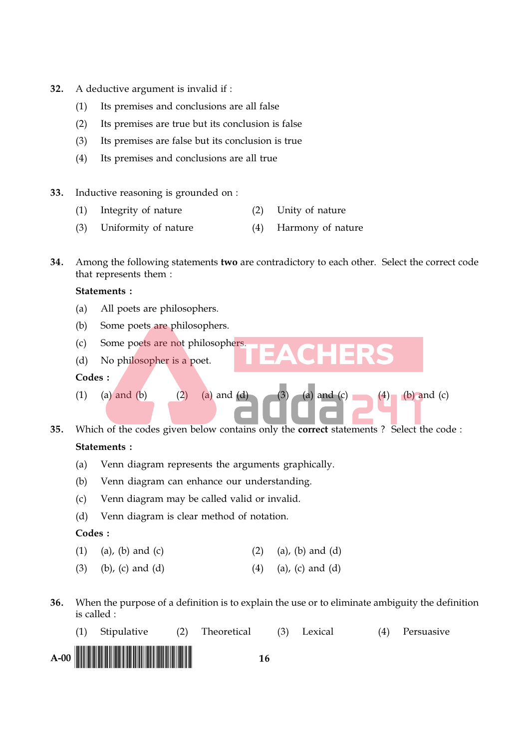32. A deductive argument is invalid if :

(1) Its premises and conclusions are all false

(2) Its premises are true but its conclusion is false

(3) Its premises are false but its conclusion is true

(4) Its premises and conclusions are all true

33. Inductive reasoning is grounded on :

(1) Integrity of nature (2) Unity of nature

(3) Uniformity of nature (4) Harmony of nature

34. Among the following statements **two** are contradictory to each other. Select the correct code that represents them :

**Statements :**

(a) All poets are philosophers.

(b) Some poets are philosophers.

(c) Some poets are not philosophers.

(d) No philosopher is a poet.

**Codes :**

(1) (a) and (b) (2) (a) and (d) (3) (a) and (c) (4) (b) and (c)

35. Which of the codes given below contains only the **correct** statements ? Select the code :

**Statements :**

(a) Venn diagram represents the arguments graphically.

(b) Venn diagram can enhance our understanding.

(c) Venn diagram may be called valid or invalid.

(d) Venn diagram is clear method of notation.

**Codes :**

(1) (a), (b) and (c) (2) (a), (b) and (d)

(3) (b), (c) and (d) (4) (a), (c) and (d)

36. When the purpose of a definition is to explain the use or to eliminate ambiguity the definition is called :

(1) Stipulative (2) Theoretical (3) Lexical (4) Persuasive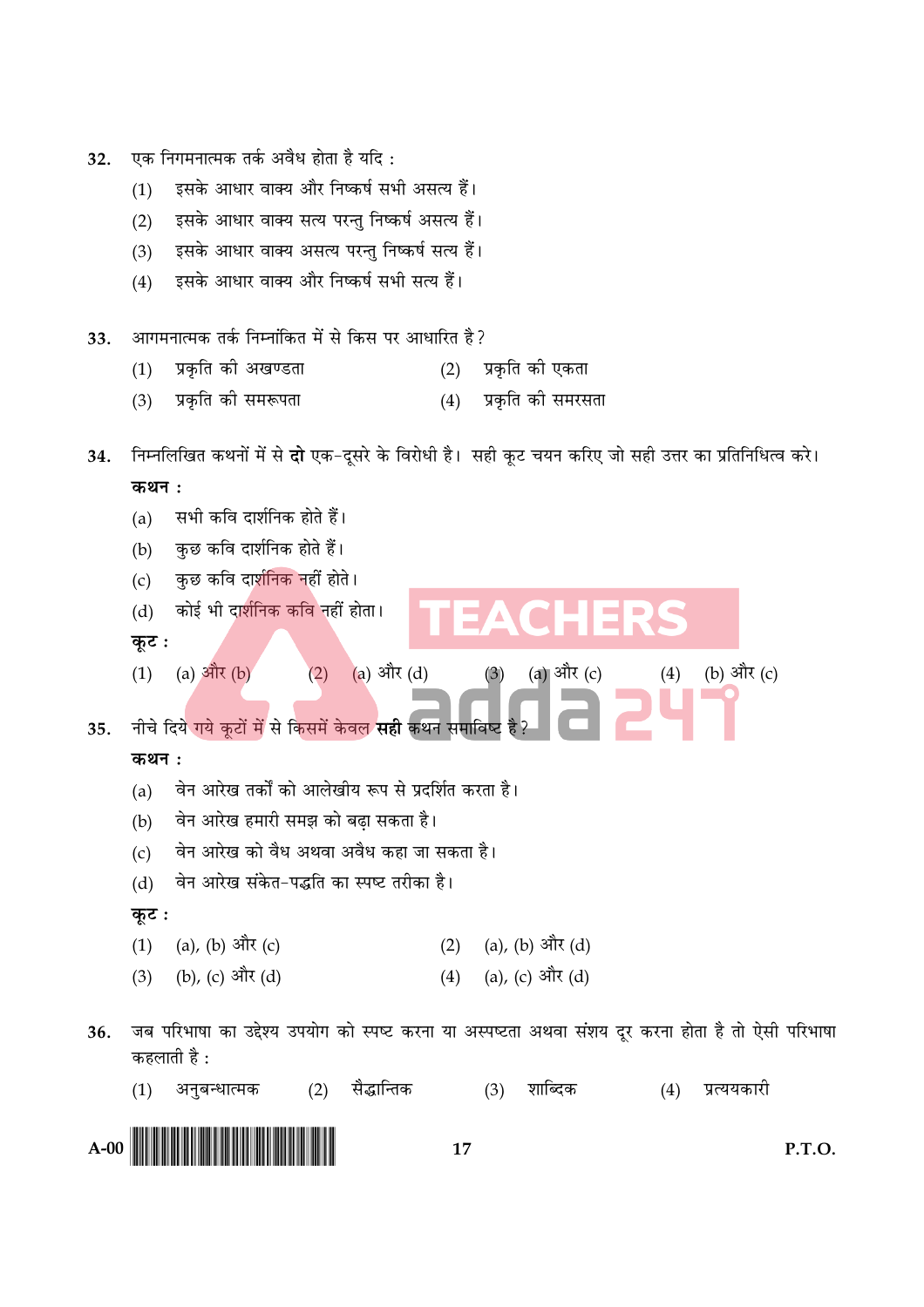32. एक निगमनात्मक तर्क अवैध होता है यदि :

(1) इसके आधार वाक्य और निष्कर्ष सभी असत्य हैं।

(2) इसके आधार वाक्य सत्य परन्तु निष्कर्ष असत्य हैं।

(3) इसके आधार वाक्य असत्य परन्तु निष्कर्ष सत्य हैं।

(4) इसके आधार वाक्य और निष्कर्ष सभी सत्य हैं।

33. आगमनात्मक तर्क निम्नांकित में से किस पर आधारित है ?

(1) प्रकृति की अखण्डता
(2) प्रकृति की एकता
(3) प्रकृति की समरूपता
(4) प्रकृति की समरसता

34. निम्नलिखित कथनों में से **दो** एक-दूसरे के विरोधी है। सही कूट चयन करिए जो सही उत्तर का प्रतिनिधित्व करे।

**कथन :**

(a) सभी कवि दार्शनिक होते हैं।

(b) कुछ कवि दार्शनिक होते हैं।

(c) कुछ कवि दार्शनिक नहीं होते।

(d) कोई भी दार्शनिक कवि नहीं होता।

**कूट :**

(1) (a) और (b)
(2) (a) और (d)
(3) (a) और (c)
(4) (b) और (c)

35. नीचे दिये गये कूटों में से किसमें केवल **सही** कथन समाविष्ट है ?

**कथन :**

(a) वेन आरेख तर्कों को आलेखीय रूप से प्रदर्शित करता है।

(b) वेन आरेख हमारी समझ को बढ़ा सकता है।

(c) वेन आरेख को वैध अथवा अवैध कहा जा सकता है।

(d) वेन आरेख संकेत-पद्धति का स्पष्ट तरीका है।

**कूट :**

(1) (a), (b) और (c)
(2) (a), (b) और (d)
(3) (b), (c) और (d)
(4) (a), (c) और (d)

36. जब परिभाषा का उद्देश्य उपयोग को स्पष्ट करना या अस्पष्टता अथवा संशय दूर करना होता है तो ऐसी परिभाषा कहलाती है :

(1) अनुबन्धात्मक
(2) सैद्धान्तिक
(3) शाब्दिक
(4) प्रत्ययकारी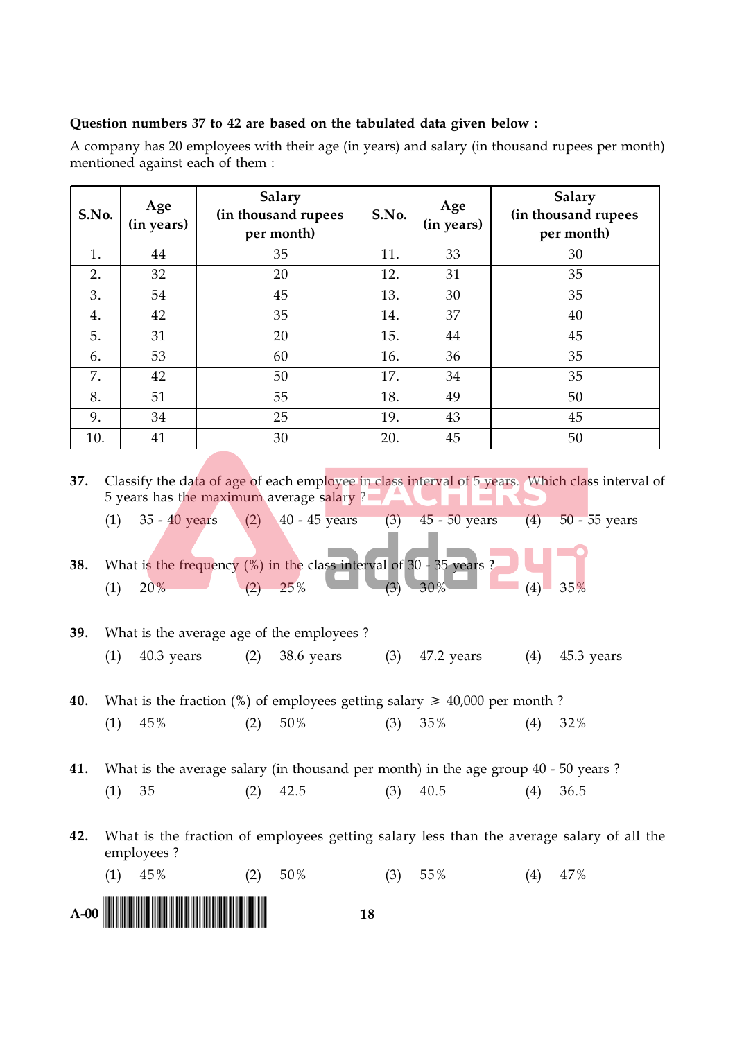**Question numbers 37 to 42 are based on the tabulated data given below :**

A company has 20 employees with their age (in years) and salary (in thousand rupees per month) mentioned against each of them :

| S.No. | Age (in years) | Salary (in thousand rupees per month) | S.No. | Age (in years) | Salary (in thousand rupees per month) |
|---|---|---|---|---|---|
| 1. | 44 | 35 | 11. | 33 | 30 |
| 2. | 32 | 20 | 12. | 31 | 35 |
| 3. | 54 | 45 | 13. | 30 | 35 |
| 4. | 42 | 35 | 14. | 37 | 40 |
| 5. | 31 | 20 | 15. | 44 | 45 |
| 6. | 53 | 60 | 16. | 36 | 35 |
| 7. | 42 | 50 | 17. | 34 | 35 |
| 8. | 51 | 55 | 18. | 49 | 50 |
| 9. | 34 | 25 | 19. | 43 | 45 |
| 10. | 41 | 30 | 20. | 45 | 50 |

**37.** Classify the data of age of each employee in class interval of 5 years. Which class interval of 5 years has the maximum average salary ?

(1) 35 - 40 years (2) 40 - 45 years (3) 45 - 50 years (4) 50 - 55 years

**38.** What is the frequency (%) in the class interval of 30 - 35 years ?

(1) 20% (2) 25% (3) 30% (4) 35%

**39.** What is the average age of the employees ?

(1) 40.3 years (2) 38.6 years (3) 47.2 years (4) 45.3 years

**40.** What is the fraction (%) of employees getting salary $\geqslant$ 40,000 per month ?

(1) 45% (2) 50% (3) 35% (4) 32%

**41.** What is the average salary (in thousand per month) in the age group 40 - 50 years ?

(1) 35 (2) 42.5 (3) 40.5 (4) 36.5

**42.** What is the fraction of employees getting salary less than the average salary of all the employees ?

(1) 45% (2) 50% (3) 55% (4) 47%

A-00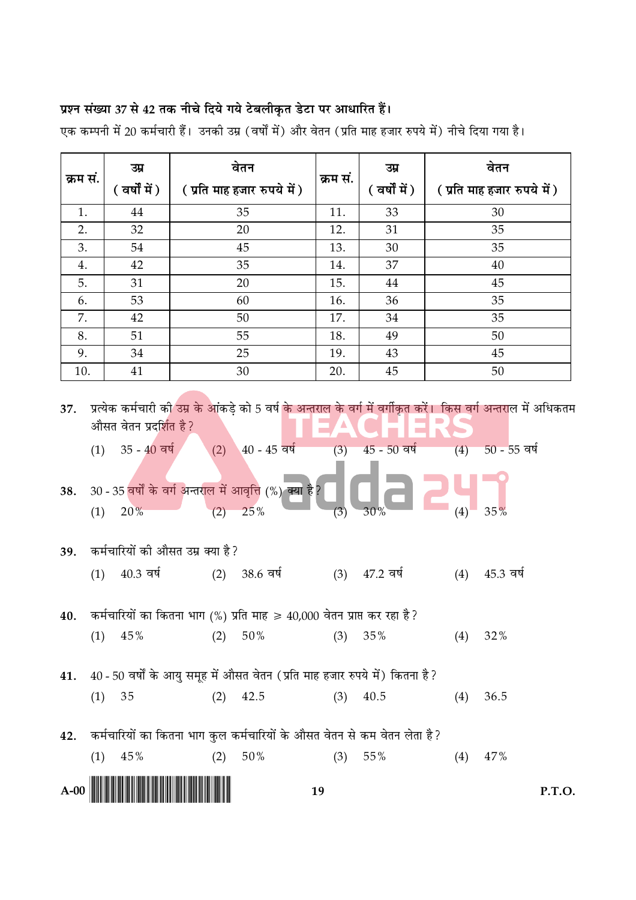**प्रश्न संख्या 37 से 42 तक नीचे दिये गये टेबलीकृत डेटा पर आधारित हैं।**

एक कम्पनी में 20 कर्मचारी हैं। उनकी उम्र (वर्षों में) और वेतन (प्रति माह हजार रुपये में) नीचे दिया गया है।

| क्रम सं. | उम्र (वर्षों में) | वेतन (प्रति माह हजार रुपये में) | क्रम सं. | उम्र (वर्षों में) | वेतन (प्रति माह हजार रुपये में) |
|---|---|---|---|---|---|
| 1. | 44 | 35 | 11. | 33 | 30 |
| 2. | 32 | 20 | 12. | 31 | 35 |
| 3. | 54 | 45 | 13. | 30 | 35 |
| 4. | 42 | 35 | 14. | 37 | 40 |
| 5. | 31 | 20 | 15. | 44 | 45 |
| 6. | 53 | 60 | 16. | 36 | 35 |
| 7. | 42 | 50 | 17. | 34 | 35 |
| 8. | 51 | 55 | 18. | 49 | 50 |
| 9. | 34 | 25 | 19. | 43 | 45 |
| 10. | 41 | 30 | 20. | 45 | 50 |

**37.** प्रत्येक कर्मचारी की उम्र के आंकड़े को 5 वर्ष के अन्तराल के वर्ग में वर्गीकृत करें। किस वर्ग अन्तराल में अधिकतम औसत वेतन प्रदर्शित है?

(1) 35 - 40 वर्ष (2) 40 - 45 वर्ष (3) 45 - 50 वर्ष (4) 50 - 55 वर्ष

**38.** 30 - 35 वर्षों के वर्ग अन्तराल में आवृत्ति (%) क्या है?

(1) 20% (2) 25% (3) 30% (4) 35%

**39.** कर्मचारियों की औसत उम्र क्या है?

(1) 40.3 वर्ष (2) 38.6 वर्ष (3) 47.2 वर्ष (4) 45.3 वर्ष

**40.** कर्मचारियों का कितना भाग (%) प्रति माह ≥ 40,000 वेतन प्राप्त कर रहा है?

(1) 45% (2) 50% (3) 35% (4) 32%

**41.** 40 - 50 वर्षों के आयु समूह में औसत वेतन (प्रति माह हजार रुपये में) कितना है?

(1) 35 (2) 42.5 (3) 40.5 (4) 36.5

**42.** कर्मचारियों का कितना भाग कुल कर्मचारियों के औसत वेतन से कम वेतन लेता है?

(1) 45% (2) 50% (3) 55% (4) 47%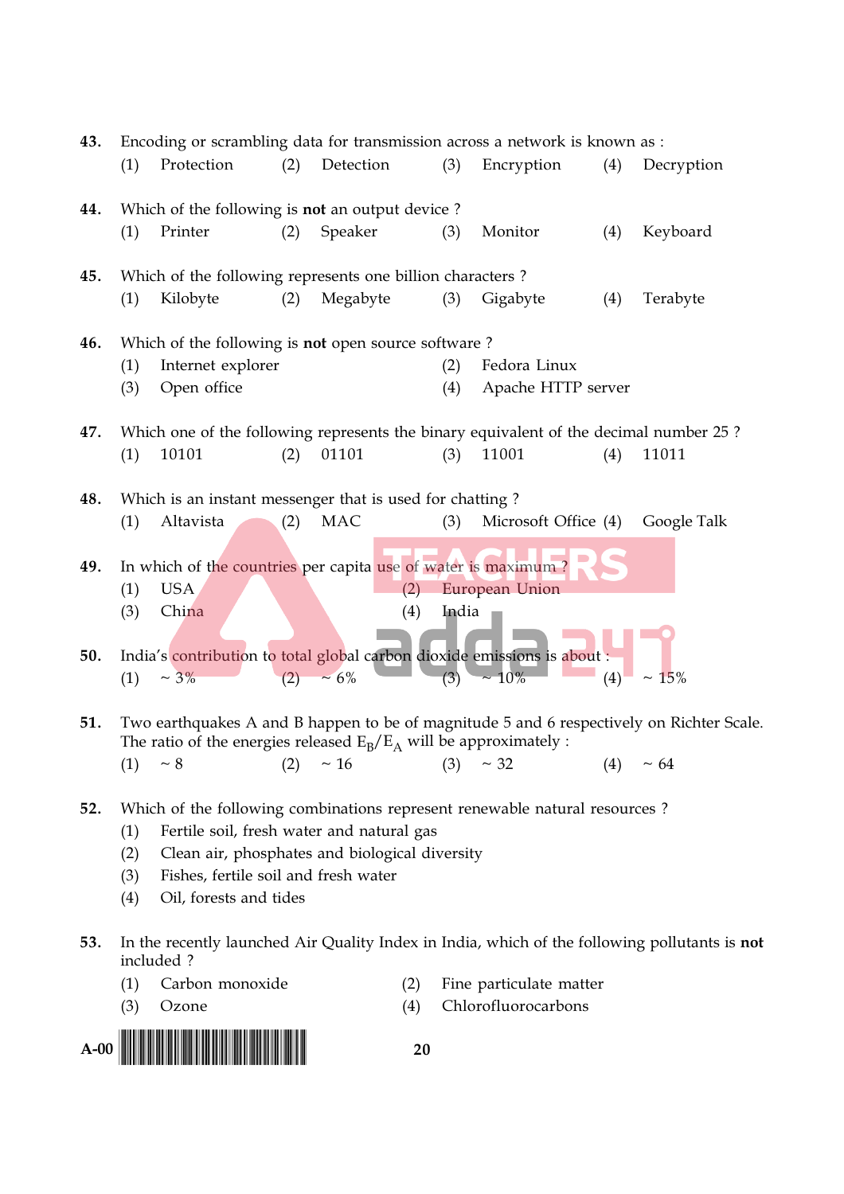43. Encoding or scrambling data for transmission across a network is known as :
    (1) Protection (2) Detection (3) Encryption (4) Decryption

44. Which of the following is **not** an output device ?
    (1) Printer (2) Speaker (3) Monitor (4) Keyboard

45. Which of the following represents one billion characters ?
    (1) Kilobyte (2) Megabyte (3) Gigabyte (4) Terabyte

46. Which of the following is **not** open source software ?
    (1) Internet explorer
    (2) Fedora Linux
    (3) Open office
    (4) Apache HTTP server

47. Which one of the following represents the binary equivalent of the decimal number 25 ?
    (1) 10101 (2) 01101 (3) 11001 (4) 11011

48. Which is an instant messenger that is used for chatting ?
    (1) Altavista (2) MAC (3) Microsoft Office (4) Google Talk

49. In which of the countries per capita use of water is maximum ?
    (1) USA
    (2) European Union
    (3) China
    (4) India

50. India's contribution to total global carbon dioxide emissions is about :
    (1) ~ 3% (2) ~ 6% (3) ~ 10% (4) ~ 15%

51. Two earthquakes A and B happen to be of magnitude 5 and 6 respectively on Richter Scale. The ratio of the energies released $E_B/E_A$ will be approximately :
    (1) ~ 8 (2) ~ 16 (3) ~ 32 (4) ~ 64

52. Which of the following combinations represent renewable natural resources ?
    (1) Fertile soil, fresh water and natural gas
    (2) Clean air, phosphates and biological diversity
    (3) Fishes, fertile soil and fresh water
    (4) Oil, forests and tides

53. In the recently launched Air Quality Index in India, which of the following pollutants is **not** included ?
    (1) Carbon monoxide
    (2) Fine particulate matter
    (3) Ozone
    (4) Chlorofluorocarbons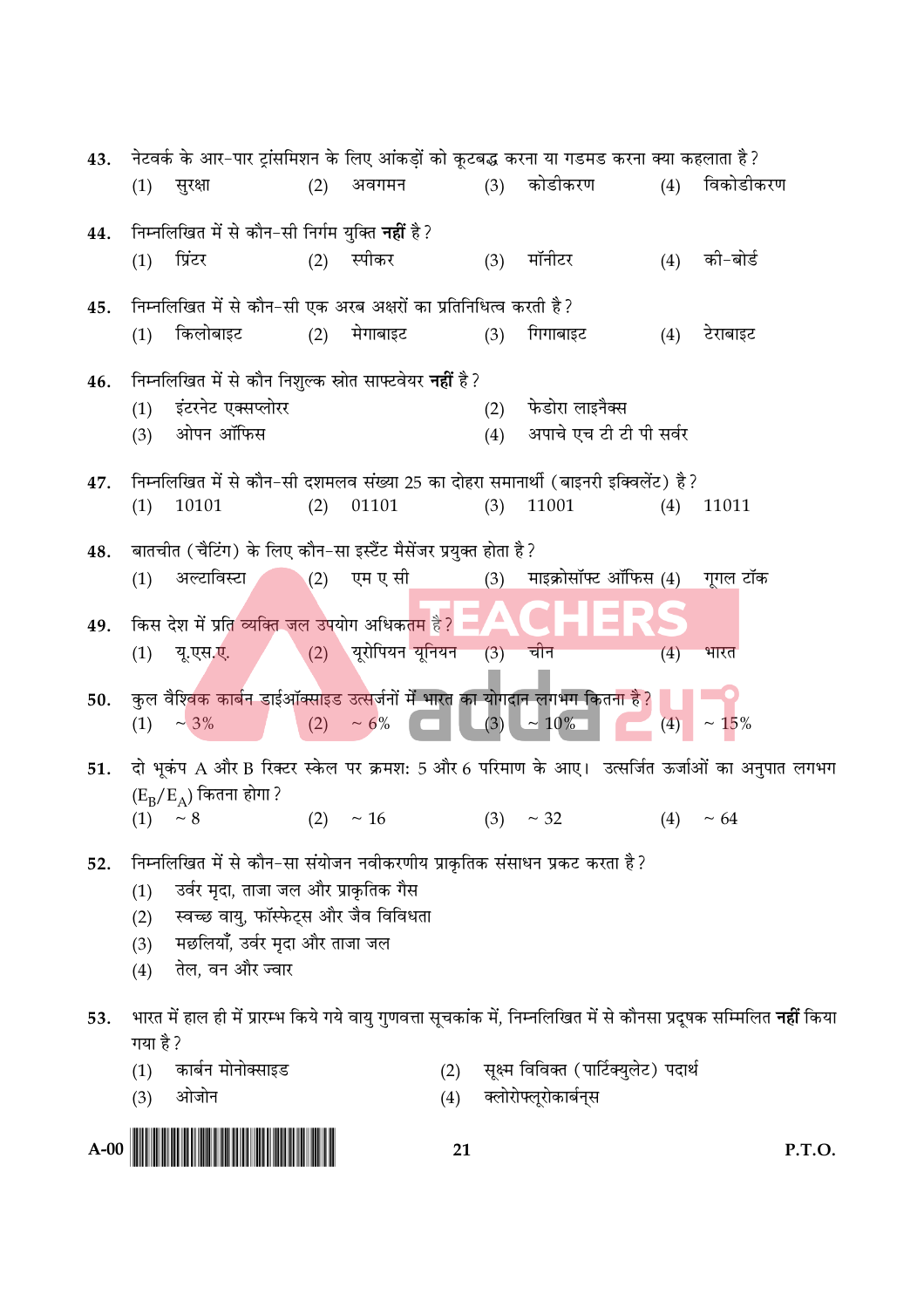43. नेटवर्क के आर-पार ट्रांसमिशन के लिए आंकड़ों को कूटबद्ध करना या गडमड करना क्या कहलाता है?
   (1) सुरक्षा (2) अवगमन (3) कोडीकरण (4) विकोडीकरण

44. निम्नलिखित में से कौन-सी निर्गम युक्ति **नहीं** है?
   (1) प्रिंटर (2) स्पीकर (3) मॉनीटर (4) की-बोर्ड

45. निम्नलिखित में से कौन-सी एक अरब अक्षरों का प्रतिनिधित्व करती है?
   (1) किलोबाइट (2) मेगाबाइट (3) गिगाबाइट (4) टेराबाइट

46. निम्नलिखित में से कौन निशुल्क स्रोत साफ्टवेयर **नहीं** है?
   (1) इंटरनेट एक्सप्लोरर (2) फेडोरा लाइनैक्स
   (3) ओपन ऑफिस (4) अपाचे एच टी टी पी सर्वर

47. निम्नलिखित में से कौन-सी दशमलव संख्या 25 का दोहरा समानार्थी (बाइनरी इक्विलेंट) है?
   (1) 10101 (2) 01101 (3) 11001 (4) 11011

48. बातचीत (चैटिंग) के लिए कौन-सा इंस्टैंट मैसेंजर प्रयुक्त होता है?
   (1) अल्टाविस्टा (2) एम ए सी (3) माइक्रोसॉफ्ट ऑफिस (4) गूगल टॉक

49. किस देश में प्रति व्यक्ति जल उपयोग अधिकतम है?
   (1) यू.एस.ए. (2) यूरोपियन यूनियन (3) चीन (4) भारत

50. कुल वैश्विक कार्बन डाईऑक्साइड उत्सर्जनों में भारत का योगदान लगभग कितना है?
   (1) ~ 3% (2) ~ 6% (3) ~ 10% (4) ~ 15%

51. दो भूकंप A और B रिक्टर स्केल पर क्रमशः 5 और 6 परिमाण के आए। उत्सर्जित ऊर्जाओं का अनुपात लगभग $(E_B/E_A)$ कितना होगा?
   (1) ~ 8 (2) ~ 16 (3) ~ 32 (4) ~ 64

52. निम्नलिखित में से कौन-सा संयोजन नवीकरणीय प्राकृतिक संसाधन प्रकट करता है?
   (1) उर्वर मृदा, ताजा जल और प्राकृतिक गैस
   (2) स्वच्छ वायु, फॉस्फेट्स और जैव विविधता
   (3) मछलियाँ, उर्वर मृदा और ताजा जल
   (4) तेल, वन और ज्वार

53. भारत में हाल ही में प्रारम्भ किये गये वायु गुणवत्ता सूचकांक में, निम्नलिखित में से कौनसा प्रदूषक सम्मिलित **नहीं** किया गया है?
   (1) कार्बन मोनोक्साइड (2) सूक्ष्म विविक्त (पार्टिक्युलेट) पदार्थ
   (3) ओजोन (4) क्लोरोफ्लूरोकार्बन्स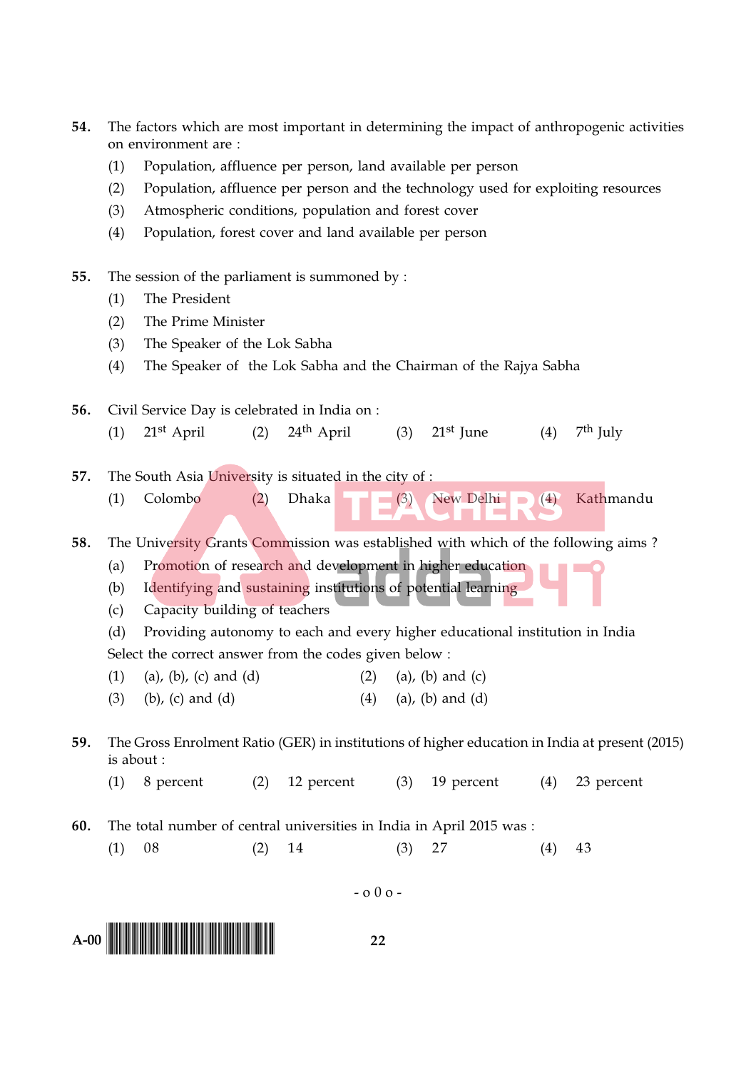**54.** The factors which are most important in determining the impact of anthropogenic activities on environment are :

(1) Population, affluence per person, land available per person

(2) Population, affluence per person and the technology used for exploiting resources

(3) Atmospheric conditions, population and forest cover

(4) Population, forest cover and land available per person

**55.** The session of the parliament is summoned by :

(1) The President

(2) The Prime Minister

(3) The Speaker of the Lok Sabha

(4) The Speaker of the Lok Sabha and the Chairman of the Rajya Sabha

**56.** Civil Service Day is celebrated in India on :

(1) 21st April (2) 24th April (3) 21st June (4) 7th July

**57.** The South Asia University is situated in the city of :

(1) Colombo (2) Dhaka (3) New Delhi (4) Kathmandu

**58.** The University Grants Commission was established with which of the following aims ?

(a) Promotion of research and development in higher education

(b) Identifying and sustaining institutions of potential learning

(c) Capacity building of teachers

(d) Providing autonomy to each and every higher educational institution in India

Select the correct answer from the codes given below :

(1) (a), (b), (c) and (d) (2) (a), (b) and (c)

(3) (b), (c) and (d) (4) (a), (b) and (d)

**59.** The Gross Enrolment Ratio (GER) in institutions of higher education in India at present (2015) is about :

(1) 8 percent (2) 12 percent (3) 19 percent (4) 23 percent

**60.** The total number of central universities in India in April 2015 was :

(1) 08 (2) 14 (3) 27 (4) 43

- o 0 o -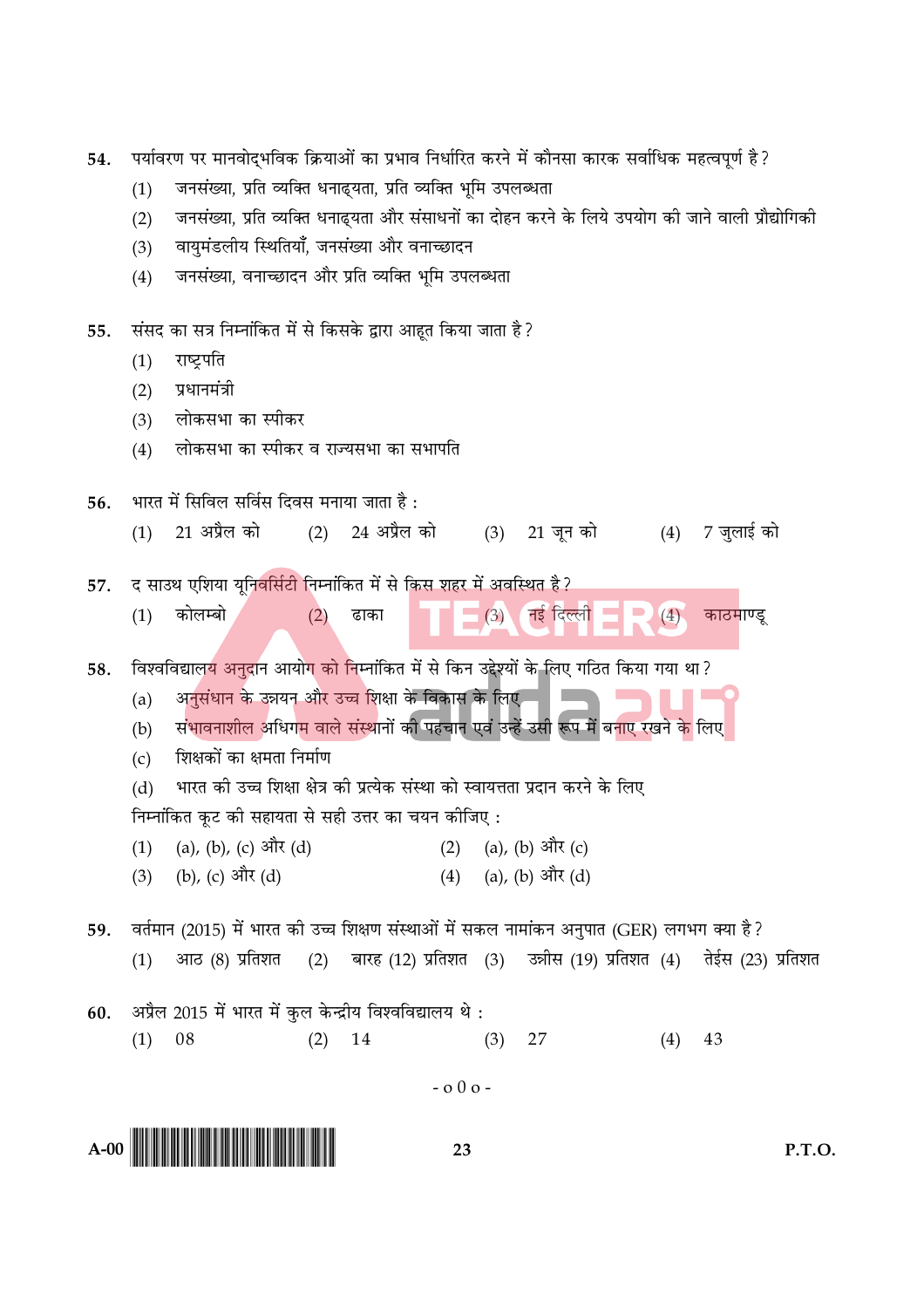54. पर्यावरण पर मानवोद्भविक क्रियाओं का प्रभाव निर्धारित करने में कौनसा कारक सर्वाधिक महत्वपूर्ण है?
   (1) जनसंख्या, प्रति व्यक्ति धनाढ्यता, प्रति व्यक्ति भूमि उपलब्धता
   (2) जनसंख्या, प्रति व्यक्ति धनाढ्यता और संसाधनों का दोहन करने के लिये उपयोग की जाने वाली प्रौद्योगिकी
   (3) वायुमंडलीय स्थितियाँ, जनसंख्या और वनाच्छादन
   (4) जनसंख्या, वनाच्छादन और प्रति व्यक्ति भूमि उपलब्धता

55. संसद का सत्र निम्नांकित में से किसके द्वारा आहूत किया जाता है?
   (1) राष्ट्रपति
   (2) प्रधानमंत्री
   (3) लोकसभा का स्पीकर
   (4) लोकसभा का स्पीकर व राज्यसभा का सभापति

56. भारत में सिविल सर्विस दिवस मनाया जाता है :
   (1) 21 अप्रैल को (2) 24 अप्रैल को (3) 21 जून को (4) 7 जुलाई को

57. द साउथ एशिया यूनिवर्सिटी निम्नांकित में से किस शहर में अवस्थित है?
   (1) कोलम्बो (2) ढाका (3) नई दिल्ली (4) काठमाण्डू

58. विश्वविद्यालय अनुदान आयोग को निम्नांकित में से किन उद्देश्यों के लिए गठित किया गया था?
   (a) अनुसंधान के उन्नयन और उच्च शिक्षा के विकास के लिए
   (b) संभावनाशील अधिगम वाले संस्थानों की पहचान एवं उन्हें उसी रूप में बनाए रखने के लिए
   (c) शिक्षकों का क्षमता निर्माण
   (d) भारत की उच्च शिक्षा क्षेत्र की प्रत्येक संस्था को स्वायत्तता प्रदान करने के लिए

   निम्नांकित कूट की सहायता से सही उत्तर का चयन कीजिए :
   (1) (a), (b), (c) और (d) (2) (a), (b) और (c)
   (3) (b), (c) और (d) (4) (a), (b) और (d)

59. वर्तमान (2015) में भारत की उच्च शिक्षण संस्थाओं में सकल नामांकन अनुपात (GER) लगभग क्या है?
   (1) आठ (8) प्रतिशत (2) बारह (12) प्रतिशत (3) उन्नीस (19) प्रतिशत (4) तेईस (23) प्रतिशत

60. अप्रैल 2015 में भारत में कुल केन्द्रीय विश्वविद्यालय थे :
   (1) 08 (2) 14 (3) 27 (4) 43

- o 0 o -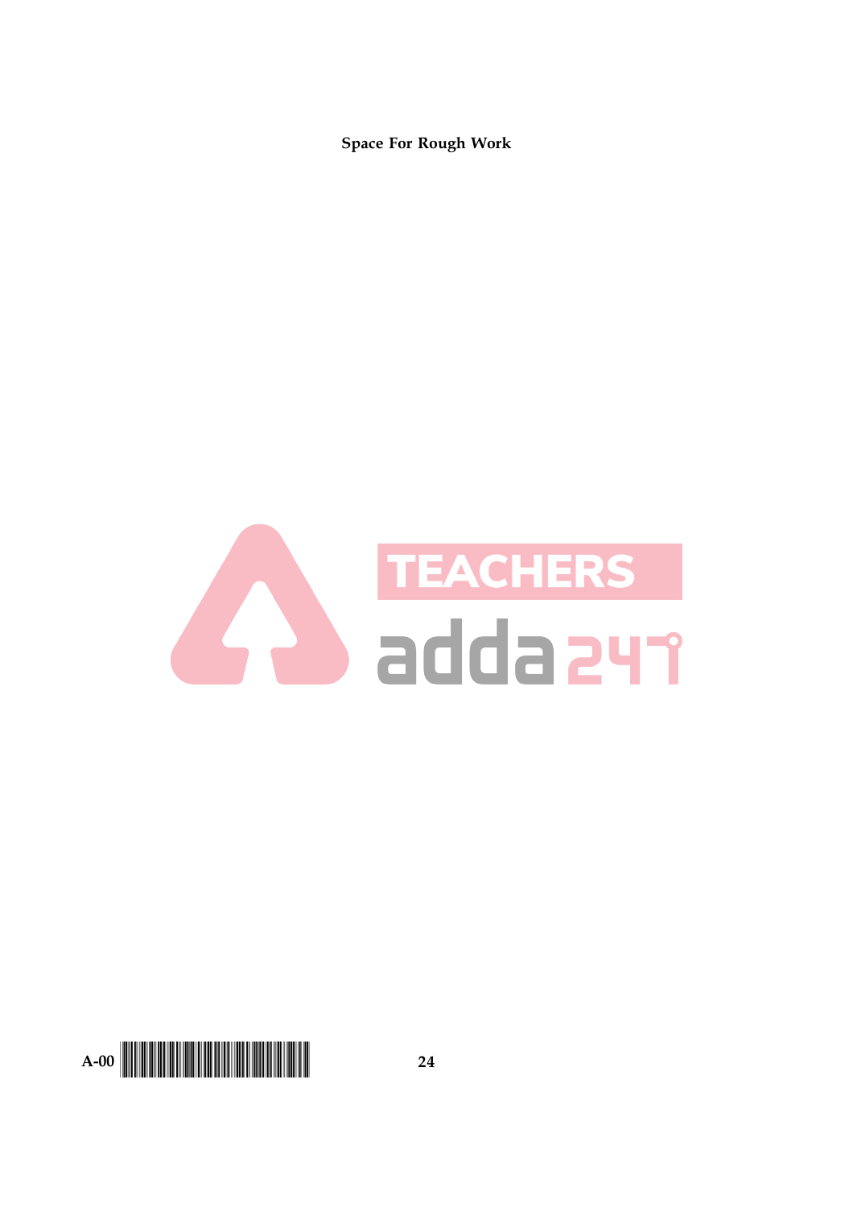**Space For Rough Work**